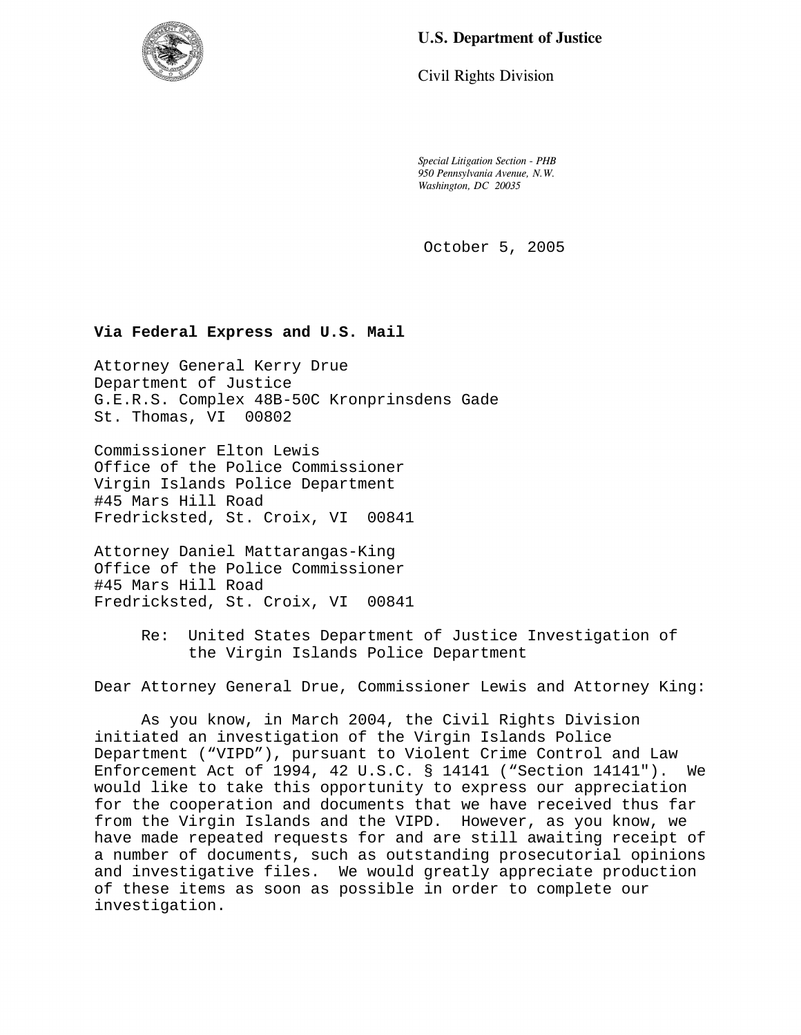**U.S. Department of Justice**

Civil Rights Division

*Special Litigation Section - PHB*
*950 Pennsylvania Avenue, N.W.*
*Washington, DC 20035*

October 5, 2005

**Via Federal Express and U.S. Mail**

Attorney General Kerry Drue
Department of Justice
G.E.R.S. Complex 48B-50C Kronprinsdens Gade
St. Thomas, VI 00802

Commissioner Elton Lewis
Office of the Police Commissioner
Virgin Islands Police Department
#45 Mars Hill Road
Fredricksted, St. Croix, VI 00841

Attorney Daniel Mattarangas-King
Office of the Police Commissioner
#45 Mars Hill Road
Fredricksted, St. Croix, VI 00841

Re: United States Department of Justice Investigation of the Virgin Islands Police Department

Dear Attorney General Drue, Commissioner Lewis and Attorney King:

As you know, in March 2004, the Civil Rights Division initiated an investigation of the Virgin Islands Police Department ("VIPD"), pursuant to Violent Crime Control and Law Enforcement Act of 1994, 42 U.S.C. § 14141 ("Section 14141"). We would like to take this opportunity to express our appreciation for the cooperation and documents that we have received thus far from the Virgin Islands and the VIPD. However, as you know, we have made repeated requests for and are still awaiting receipt of a number of documents, such as outstanding prosecutorial opinions and investigative files. We would greatly appreciate production of these items as soon as possible in order to complete our investigation.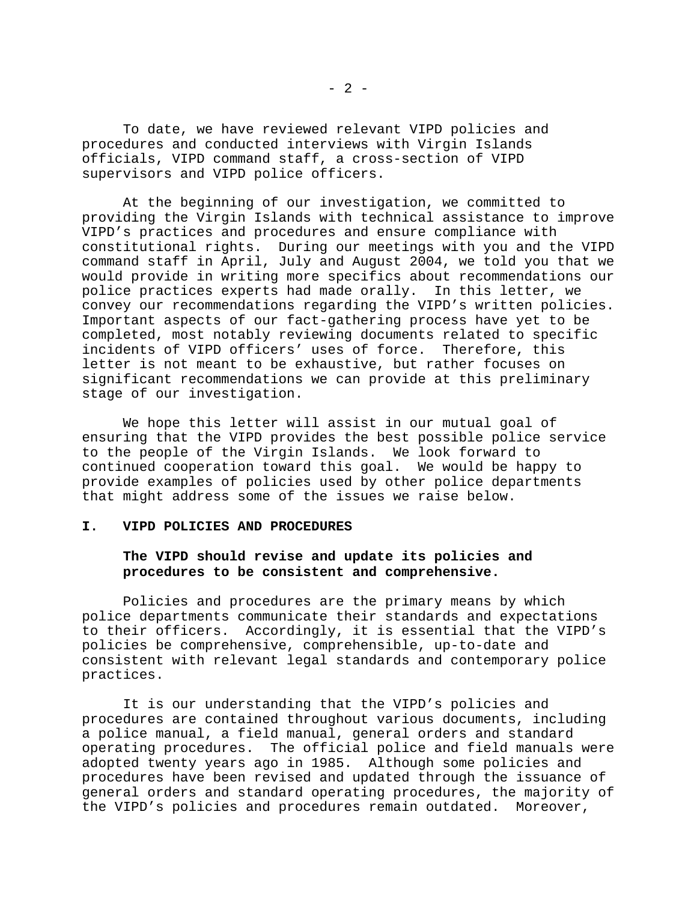To date, we have reviewed relevant VIPD policies and procedures and conducted interviews with Virgin Islands officials, VIPD command staff, a cross-section of VIPD supervisors and VIPD police officers.

At the beginning of our investigation, we committed to providing the Virgin Islands with technical assistance to improve VIPD's practices and procedures and ensure compliance with constitutional rights. During our meetings with you and the VIPD command staff in April, July and August 2004, we told you that we would provide in writing more specifics about recommendations our police practices experts had made orally. In this letter, we convey our recommendations regarding the VIPD's written policies. Important aspects of our fact-gathering process have yet to be completed, most notably reviewing documents related to specific incidents of VIPD officers' uses of force. Therefore, this letter is not meant to be exhaustive, but rather focuses on significant recommendations we can provide at this preliminary stage of our investigation.

We hope this letter will assist in our mutual goal of ensuring that the VIPD provides the best possible police service to the people of the Virgin Islands. We look forward to continued cooperation toward this goal. We would be happy to provide examples of policies used by other police departments that might address some of the issues we raise below.

## I. VIPD POLICIES AND PROCEDURES

### The VIPD should revise and update its policies and procedures to be consistent and comprehensive.

Policies and procedures are the primary means by which police departments communicate their standards and expectations to their officers. Accordingly, it is essential that the VIPD's policies be comprehensive, comprehensible, up-to-date and consistent with relevant legal standards and contemporary police practices.

It is our understanding that the VIPD's policies and procedures are contained throughout various documents, including a police manual, a field manual, general orders and standard operating procedures. The official police and field manuals were adopted twenty years ago in 1985. Although some policies and procedures have been revised and updated through the issuance of general orders and standard operating procedures, the majority of the VIPD's policies and procedures remain outdated. Moreover,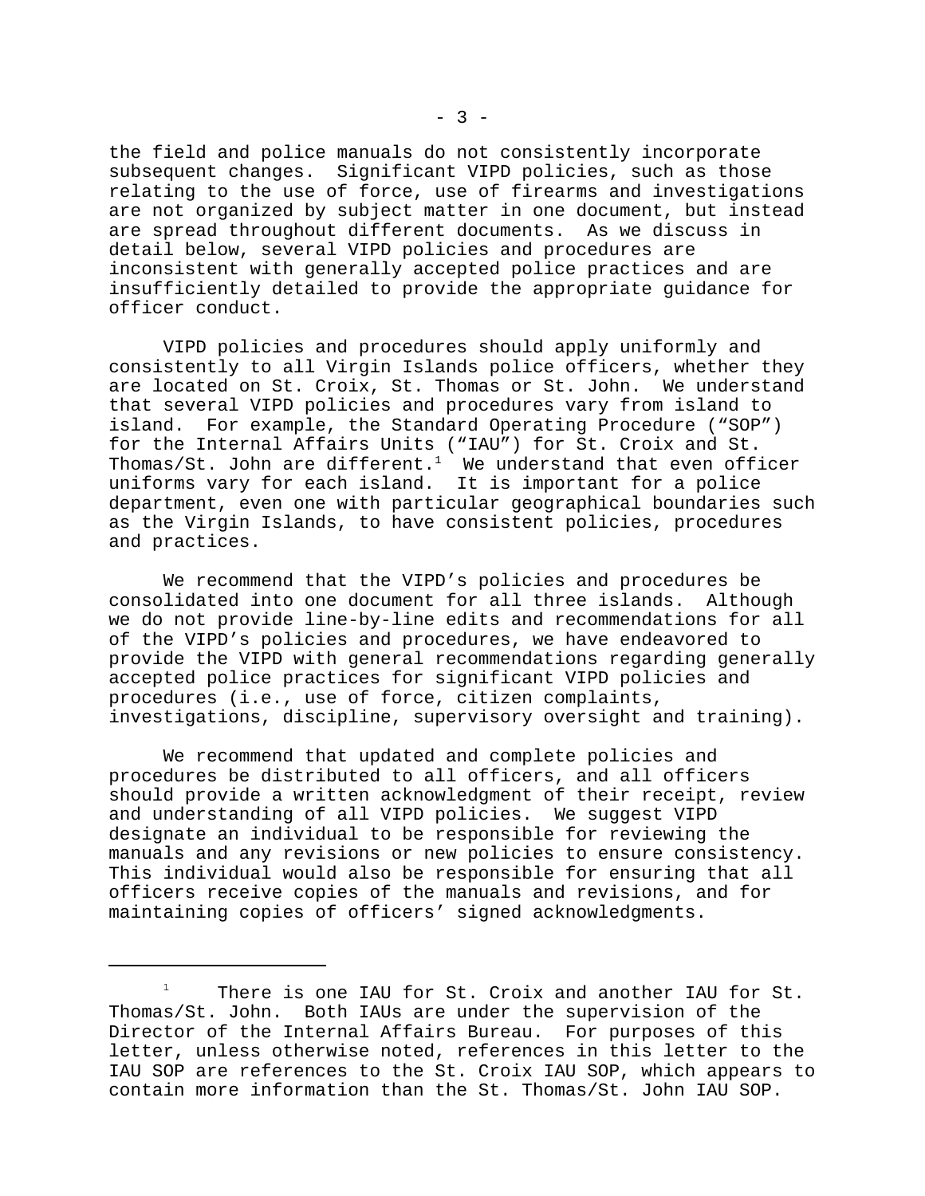the field and police manuals do not consistently incorporate subsequent changes. Significant VIPD policies, such as those relating to the use of force, use of firearms and investigations are not organized by subject matter in one document, but instead are spread throughout different documents. As we discuss in detail below, several VIPD policies and procedures are inconsistent with generally accepted police practices and are insufficiently detailed to provide the appropriate guidance for officer conduct.

VIPD policies and procedures should apply uniformly and consistently to all Virgin Islands police officers, whether they are located on St. Croix, St. Thomas or St. John. We understand that several VIPD policies and procedures vary from island to island. For example, the Standard Operating Procedure ("SOP") for the Internal Affairs Units ("IAU") for St. Croix and St. Thomas/St. John are different.[1] We understand that even officer uniforms vary for each island. It is important for a police department, even one with particular geographical boundaries such as the Virgin Islands, to have consistent policies, procedures and practices.

We recommend that the VIPD's policies and procedures be consolidated into one document for all three islands. Although we do not provide line-by-line edits and recommendations for all of the VIPD's policies and procedures, we have endeavored to provide the VIPD with general recommendations regarding generally accepted police practices for significant VIPD policies and procedures (i.e., use of force, citizen complaints, investigations, discipline, supervisory oversight and training).

We recommend that updated and complete policies and procedures be distributed to all officers, and all officers should provide a written acknowledgment of their receipt, review and understanding of all VIPD policies. We suggest VIPD designate an individual to be responsible for reviewing the manuals and any revisions or new policies to ensure consistency. This individual would also be responsible for ensuring that all officers receive copies of the manuals and revisions, and for maintaining copies of officers' signed acknowledgments.

---

[1] There is one IAU for St. Croix and another IAU for St. Thomas/St. John. Both IAUs are under the supervision of the Director of the Internal Affairs Bureau. For purposes of this letter, unless otherwise noted, references in this letter to the IAU SOP are references to the St. Croix IAU SOP, which appears to contain more information than the St. Thomas/St. John IAU SOP.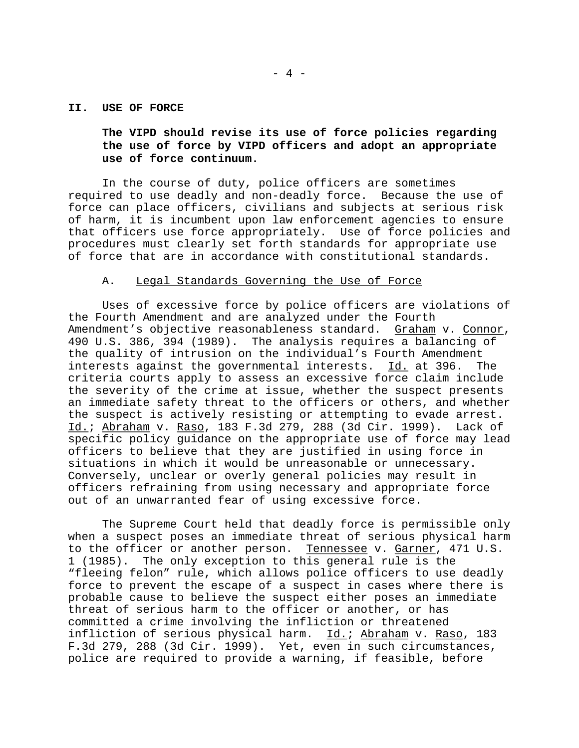## II. USE OF FORCE

**The VIPD should revise its use of force policies regarding the use of force by VIPD officers and adopt an appropriate use of force continuum.**

In the course of duty, police officers are sometimes required to use deadly and non-deadly force. Because the use of force can place officers, civilians and subjects at serious risk of harm, it is incumbent upon law enforcement agencies to ensure that officers use force appropriately. Use of force policies and procedures must clearly set forth standards for appropriate use of force that are in accordance with constitutional standards.

### A. Legal Standards Governing the Use of Force

Uses of excessive force by police officers are violations of the Fourth Amendment and are analyzed under the Fourth Amendment's objective reasonableness standard. Graham v. Connor, 490 U.S. 386, 394 (1989). The analysis requires a balancing of the quality of intrusion on the individual's Fourth Amendment interests against the governmental interests. Id. at 396. The criteria courts apply to assess an excessive force claim include the severity of the crime at issue, whether the suspect presents an immediate safety threat to the officers or others, and whether the suspect is actively resisting or attempting to evade arrest. Id.; Abraham v. Raso, 183 F.3d 279, 288 (3d Cir. 1999). Lack of specific policy guidance on the appropriate use of force may lead officers to believe that they are justified in using force in situations in which it would be unreasonable or unnecessary. Conversely, unclear or overly general policies may result in officers refraining from using necessary and appropriate force out of an unwarranted fear of using excessive force.

The Supreme Court held that deadly force is permissible only when a suspect poses an immediate threat of serious physical harm to the officer or another person. Tennessee v. Garner, 471 U.S. 1 (1985). The only exception to this general rule is the "fleeing felon" rule, which allows police officers to use deadly force to prevent the escape of a suspect in cases where there is probable cause to believe the suspect either poses an immediate threat of serious harm to the officer or another, or has committed a crime involving the infliction or threatened infliction of serious physical harm. Id.; Abraham v. Raso, 183 F.3d 279, 288 (3d Cir. 1999). Yet, even in such circumstances, police are required to provide a warning, if feasible, before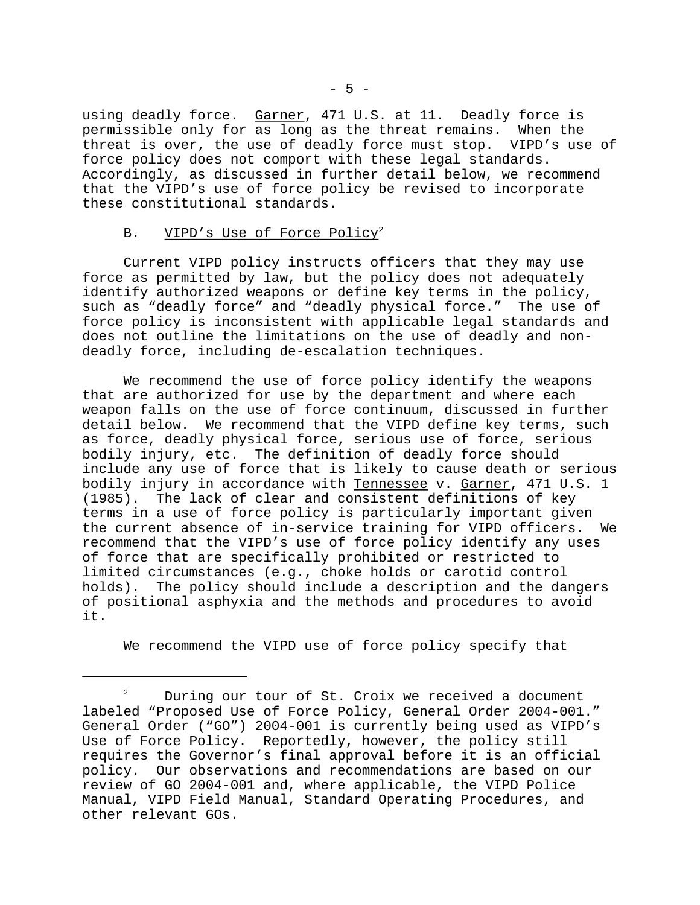using deadly force. Garner, 471 U.S. at 11. Deadly force is permissible only for as long as the threat remains. When the threat is over, the use of deadly force must stop. VIPD's use of force policy does not comport with these legal standards. Accordingly, as discussed in further detail below, we recommend that the VIPD's use of force policy be revised to incorporate these constitutional standards.

## B. VIPD's Use of Force Policy[2]

Current VIPD policy instructs officers that they may use force as permitted by law, but the policy does not adequately identify authorized weapons or define key terms in the policy, such as "deadly force" and "deadly physical force." The use of force policy is inconsistent with applicable legal standards and does not outline the limitations on the use of deadly and non-deadly force, including de-escalation techniques.

We recommend the use of force policy identify the weapons that are authorized for use by the department and where each weapon falls on the use of force continuum, discussed in further detail below. We recommend that the VIPD define key terms, such as force, deadly physical force, serious use of force, serious bodily injury, etc. The definition of deadly force should include any use of force that is likely to cause death or serious bodily injury in accordance with Tennessee v. Garner, 471 U.S. 1 (1985). The lack of clear and consistent definitions of key terms in a use of force policy is particularly important given the current absence of in-service training for VIPD officers. We recommend that the VIPD's use of force policy identify any uses of force that are specifically prohibited or restricted to limited circumstances (e.g., choke holds or carotid control holds). The policy should include a description and the dangers of positional asphyxia and the methods and procedures to avoid it.

We recommend the VIPD use of force policy specify that

---

[2] During our tour of St. Croix we received a document labeled "Proposed Use of Force Policy, General Order 2004-001." General Order ("GO") 2004-001 is currently being used as VIPD's Use of Force Policy. Reportedly, however, the policy still requires the Governor's final approval before it is an official policy. Our observations and recommendations are based on our review of GO 2004-001 and, where applicable, the VIPD Police Manual, VIPD Field Manual, Standard Operating Procedures, and other relevant GOs.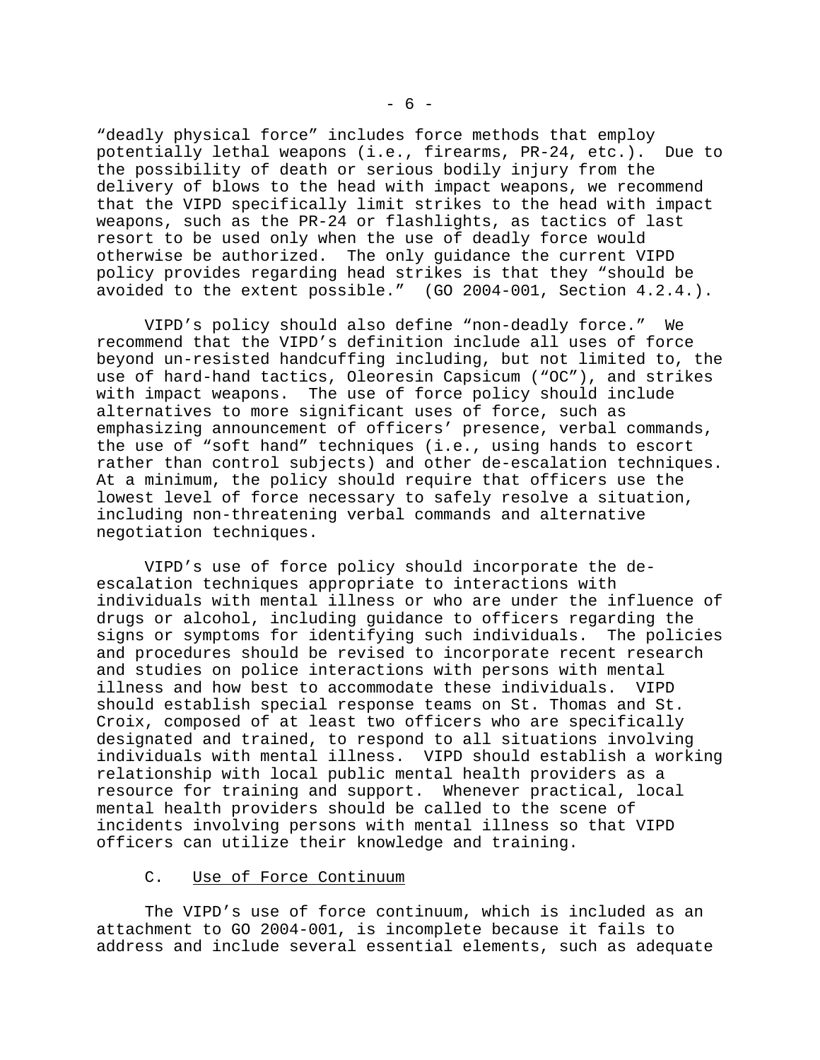"deadly physical force" includes force methods that employ potentially lethal weapons (i.e., firearms, PR-24, etc.). Due to the possibility of death or serious bodily injury from the delivery of blows to the head with impact weapons, we recommend that the VIPD specifically limit strikes to the head with impact weapons, such as the PR-24 or flashlights, as tactics of last resort to be used only when the use of deadly force would otherwise be authorized. The only guidance the current VIPD policy provides regarding head strikes is that they "should be avoided to the extent possible." (GO 2004-001, Section 4.2.4.).

VIPD's policy should also define "non-deadly force." We recommend that the VIPD's definition include all uses of force beyond un-resisted handcuffing including, but not limited to, the use of hard-hand tactics, Oleoresin Capsicum ("OC"), and strikes with impact weapons. The use of force policy should include alternatives to more significant uses of force, such as emphasizing announcement of officers' presence, verbal commands, the use of "soft hand" techniques (i.e., using hands to escort rather than control subjects) and other de-escalation techniques. At a minimum, the policy should require that officers use the lowest level of force necessary to safely resolve a situation, including non-threatening verbal commands and alternative negotiation techniques.

VIPD's use of force policy should incorporate the de-escalation techniques appropriate to interactions with individuals with mental illness or who are under the influence of drugs or alcohol, including guidance to officers regarding the signs or symptoms for identifying such individuals. The policies and procedures should be revised to incorporate recent research and studies on police interactions with persons with mental illness and how best to accommodate these individuals. VIPD should establish special response teams on St. Thomas and St. Croix, composed of at least two officers who are specifically designated and trained, to respond to all situations involving individuals with mental illness. VIPD should establish a working relationship with local public mental health providers as a resource for training and support. Whenever practical, local mental health providers should be called to the scene of incidents involving persons with mental illness so that VIPD officers can utilize their knowledge and training.

### C. Use of Force Continuum

The VIPD's use of force continuum, which is included as an attachment to GO 2004-001, is incomplete because it fails to address and include several essential elements, such as adequate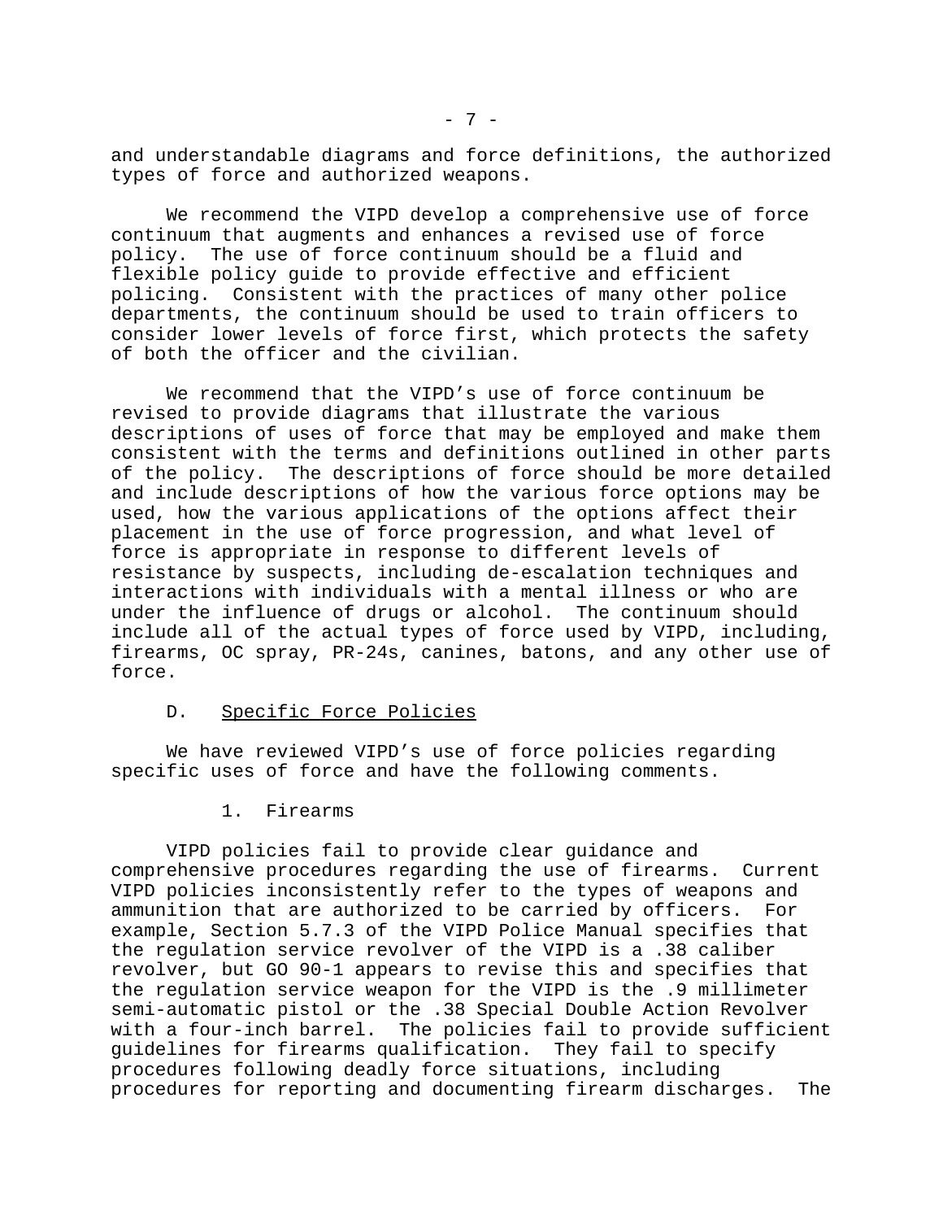and understandable diagrams and force definitions, the authorized types of force and authorized weapons.

We recommend the VIPD develop a comprehensive use of force continuum that augments and enhances a revised use of force policy. The use of force continuum should be a fluid and flexible policy guide to provide effective and efficient policing. Consistent with the practices of many other police departments, the continuum should be used to train officers to consider lower levels of force first, which protects the safety of both the officer and the civilian.

We recommend that the VIPD's use of force continuum be revised to provide diagrams that illustrate the various descriptions of uses of force that may be employed and make them consistent with the terms and definitions outlined in other parts of the policy. The descriptions of force should be more detailed and include descriptions of how the various force options may be used, how the various applications of the options affect their placement in the use of force progression, and what level of force is appropriate in response to different levels of resistance by suspects, including de-escalation techniques and interactions with individuals with a mental illness or who are under the influence of drugs or alcohol. The continuum should include all of the actual types of force used by VIPD, including, firearms, OC spray, PR-24s, canines, batons, and any other use of force.

### D. <u>Specific Force Policies</u>

We have reviewed VIPD's use of force policies regarding specific uses of force and have the following comments.

#### 1. Firearms

VIPD policies fail to provide clear guidance and comprehensive procedures regarding the use of firearms. Current VIPD policies inconsistently refer to the types of weapons and ammunition that are authorized to be carried by officers. For example, Section 5.7.3 of the VIPD Police Manual specifies that the regulation service revolver of the VIPD is a .38 caliber revolver, but GO 90-1 appears to revise this and specifies that the regulation service weapon for the VIPD is the .9 millimeter semi-automatic pistol or the .38 Special Double Action Revolver with a four-inch barrel. The policies fail to provide sufficient guidelines for firearms qualification. They fail to specify procedures following deadly force situations, including procedures for reporting and documenting firearm discharges. The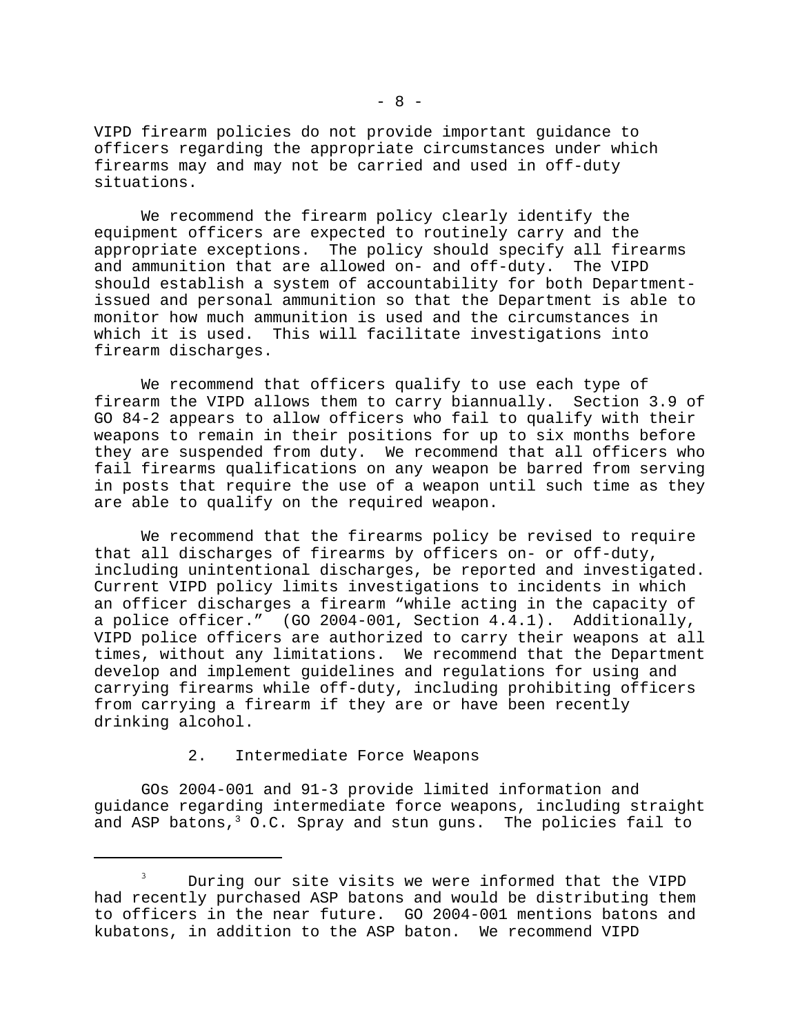VIPD firearm policies do not provide important guidance to officers regarding the appropriate circumstances under which firearms may and may not be carried and used in off-duty situations.

We recommend the firearm policy clearly identify the equipment officers are expected to routinely carry and the appropriate exceptions. The policy should specify all firearms and ammunition that are allowed on- and off-duty. The VIPD should establish a system of accountability for both Department-issued and personal ammunition so that the Department is able to monitor how much ammunition is used and the circumstances in which it is used. This will facilitate investigations into firearm discharges.

We recommend that officers qualify to use each type of firearm the VIPD allows them to carry biannually. Section 3.9 of GO 84-2 appears to allow officers who fail to qualify with their weapons to remain in their positions for up to six months before they are suspended from duty. We recommend that all officers who fail firearms qualifications on any weapon be barred from serving in posts that require the use of a weapon until such time as they are able to qualify on the required weapon.

We recommend that the firearms policy be revised to require that all discharges of firearms by officers on- or off-duty, including unintentional discharges, be reported and investigated. Current VIPD policy limits investigations to incidents in which an officer discharges a firearm "while acting in the capacity of a police officer." (GO 2004-001, Section 4.4.1). Additionally, VIPD police officers are authorized to carry their weapons at all times, without any limitations. We recommend that the Department develop and implement guidelines and regulations for using and carrying firearms while off-duty, including prohibiting officers from carrying a firearm if they are or have been recently drinking alcohol.

### 2. Intermediate Force Weapons

GOs 2004-001 and 91-3 provide limited information and guidance regarding intermediate force weapons, including straight and ASP batons,[3] O.C. Spray and stun guns. The policies fail to

[3] During our site visits we were informed that the VIPD had recently purchased ASP batons and would be distributing them to officers in the near future. GO 2004-001 mentions batons and kubatons, in addition to the ASP baton. We recommend VIPD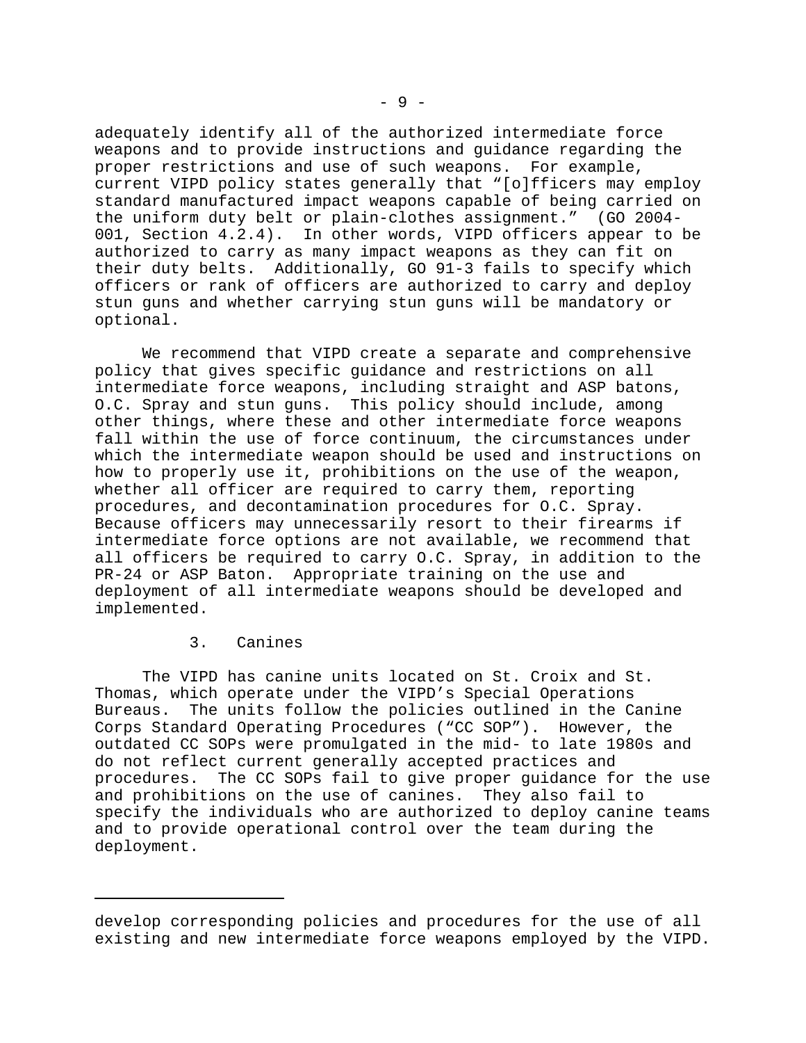adequately identify all of the authorized intermediate force weapons and to provide instructions and guidance regarding the proper restrictions and use of such weapons. For example, current VIPD policy states generally that "[o]fficers may employ standard manufactured impact weapons capable of being carried on the uniform duty belt or plain-clothes assignment." (GO 2004-001, Section 4.2.4). In other words, VIPD officers appear to be authorized to carry as many impact weapons as they can fit on their duty belts. Additionally, GO 91-3 fails to specify which officers or rank of officers are authorized to carry and deploy stun guns and whether carrying stun guns will be mandatory or optional.

We recommend that VIPD create a separate and comprehensive policy that gives specific guidance and restrictions on all intermediate force weapons, including straight and ASP batons, O.C. Spray and stun guns. This policy should include, among other things, where these and other intermediate force weapons fall within the use of force continuum, the circumstances under which the intermediate weapon should be used and instructions on how to properly use it, prohibitions on the use of the weapon, whether all officer are required to carry them, reporting procedures, and decontamination procedures for O.C. Spray. Because officers may unnecessarily resort to their firearms if intermediate force options are not available, we recommend that all officers be required to carry O.C. Spray, in addition to the PR-24 or ASP Baton. Appropriate training on the use and deployment of all intermediate weapons should be developed and implemented.

### 3. Canines

The VIPD has canine units located on St. Croix and St. Thomas, which operate under the VIPD's Special Operations Bureaus. The units follow the policies outlined in the Canine Corps Standard Operating Procedures ("CC SOP"). However, the outdated CC SOPs were promulgated in the mid- to late 1980s and do not reflect current generally accepted practices and procedures. The CC SOPs fail to give proper guidance for the use and prohibitions on the use of canines. They also fail to specify the individuals who are authorized to deploy canine teams and to provide operational control over the team during the deployment.

---

develop corresponding policies and procedures for the use of all existing and new intermediate force weapons employed by the VIPD.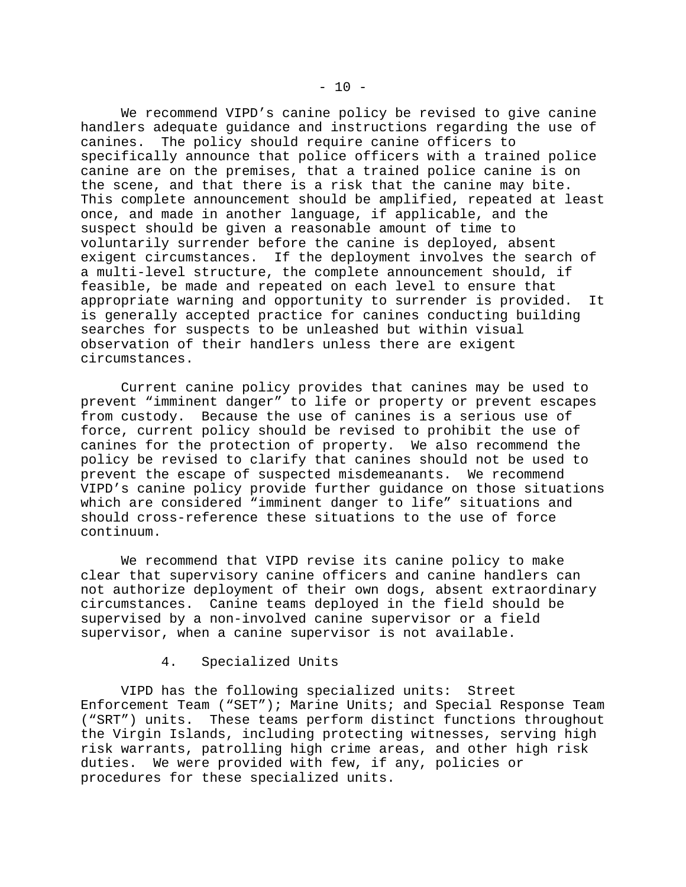We recommend VIPD's canine policy be revised to give canine handlers adequate guidance and instructions regarding the use of canines. The policy should require canine officers to specifically announce that police officers with a trained police canine are on the premises, that a trained police canine is on the scene, and that there is a risk that the canine may bite. This complete announcement should be amplified, repeated at least once, and made in another language, if applicable, and the suspect should be given a reasonable amount of time to voluntarily surrender before the canine is deployed, absent exigent circumstances. If the deployment involves the search of a multi-level structure, the complete announcement should, if feasible, be made and repeated on each level to ensure that appropriate warning and opportunity to surrender is provided. It is generally accepted practice for canines conducting building searches for suspects to be unleashed but within visual observation of their handlers unless there are exigent circumstances.

Current canine policy provides that canines may be used to prevent "imminent danger" to life or property or prevent escapes from custody. Because the use of canines is a serious use of force, current policy should be revised to prohibit the use of canines for the protection of property. We also recommend the policy be revised to clarify that canines should not be used to prevent the escape of suspected misdemeanants. We recommend VIPD's canine policy provide further guidance on those situations which are considered "imminent danger to life" situations and should cross-reference these situations to the use of force continuum.

We recommend that VIPD revise its canine policy to make clear that supervisory canine officers and canine handlers can not authorize deployment of their own dogs, absent extraordinary circumstances. Canine teams deployed in the field should be supervised by a non-involved canine supervisor or a field supervisor, when a canine supervisor is not available.

### 4. Specialized Units

VIPD has the following specialized units: Street Enforcement Team ("SET"); Marine Units; and Special Response Team ("SRT") units. These teams perform distinct functions throughout the Virgin Islands, including protecting witnesses, serving high risk warrants, patrolling high crime areas, and other high risk duties. We were provided with few, if any, policies or procedures for these specialized units.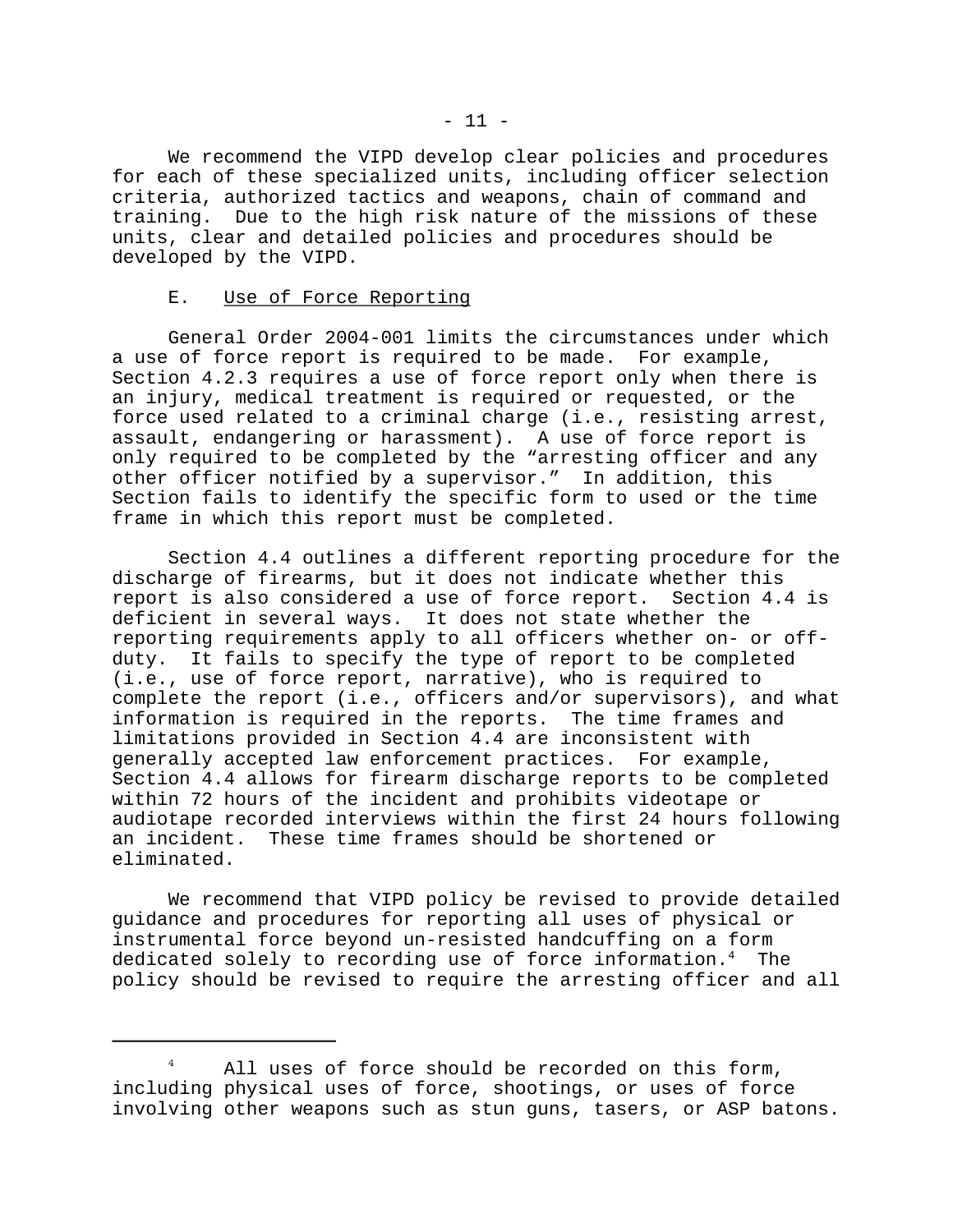We recommend the VIPD develop clear policies and procedures for each of these specialized units, including officer selection criteria, authorized tactics and weapons, chain of command and training. Due to the high risk nature of the missions of these units, clear and detailed policies and procedures should be developed by the VIPD.

### E. Use of Force Reporting

General Order 2004-001 limits the circumstances under which a use of force report is required to be made. For example, Section 4.2.3 requires a use of force report only when there is an injury, medical treatment is required or requested, or the force used related to a criminal charge (i.e., resisting arrest, assault, endangering or harassment). A use of force report is only required to be completed by the "arresting officer and any other officer notified by a supervisor." In addition, this Section fails to identify the specific form to used or the time frame in which this report must be completed.

Section 4.4 outlines a different reporting procedure for the discharge of firearms, but it does not indicate whether this report is also considered a use of force report. Section 4.4 is deficient in several ways. It does not state whether the reporting requirements apply to all officers whether on- or off-duty. It fails to specify the type of report to be completed (i.e., use of force report, narrative), who is required to complete the report (i.e., officers and/or supervisors), and what information is required in the reports. The time frames and limitations provided in Section 4.4 are inconsistent with generally accepted law enforcement practices. For example, Section 4.4 allows for firearm discharge reports to be completed within 72 hours of the incident and prohibits videotape or audiotape recorded interviews within the first 24 hours following an incident. These time frames should be shortened or eliminated.

We recommend that VIPD policy be revised to provide detailed guidance and procedures for reporting all uses of physical or instrumental force beyond un-resisted handcuffing on a form dedicated solely to recording use of force information.[4] The policy should be revised to require the arresting officer and all

---

[4] All uses of force should be recorded on this form, including physical uses of force, shootings, or uses of force involving other weapons such as stun guns, tasers, or ASP batons.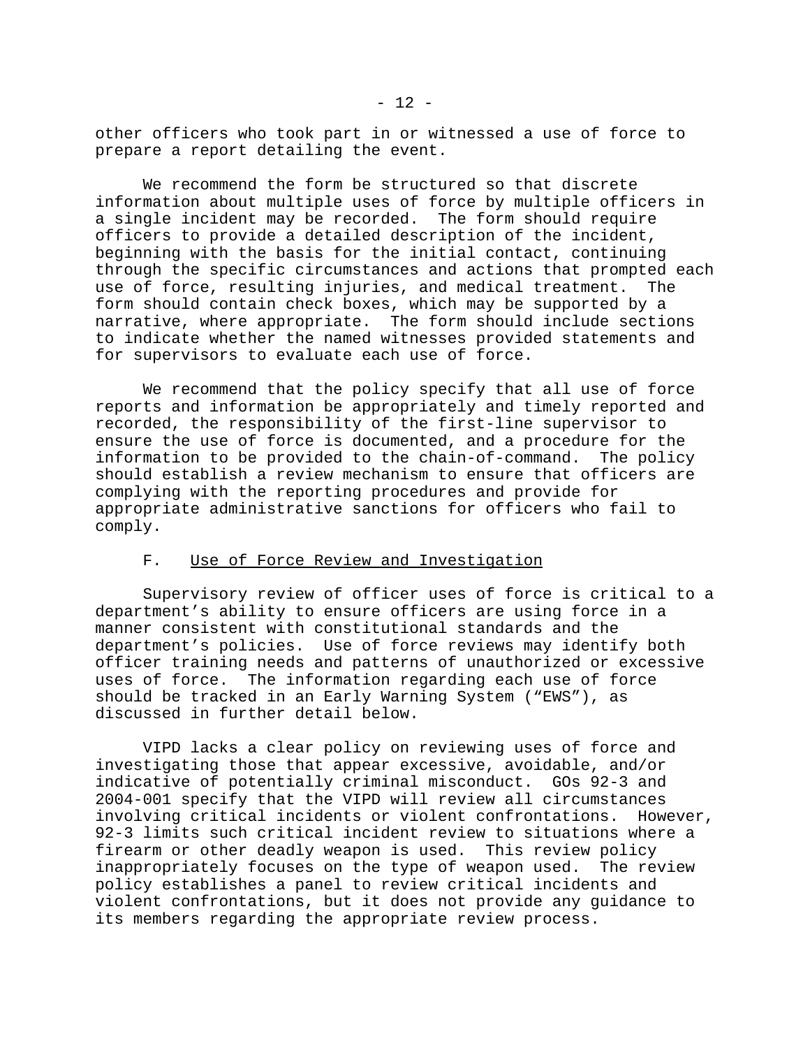other officers who took part in or witnessed a use of force to prepare a report detailing the event.

We recommend the form be structured so that discrete information about multiple uses of force by multiple officers in a single incident may be recorded. The form should require officers to provide a detailed description of the incident, beginning with the basis for the initial contact, continuing through the specific circumstances and actions that prompted each use of force, resulting injuries, and medical treatment. The form should contain check boxes, which may be supported by a narrative, where appropriate. The form should include sections to indicate whether the named witnesses provided statements and for supervisors to evaluate each use of force.

We recommend that the policy specify that all use of force reports and information be appropriately and timely reported and recorded, the responsibility of the first-line supervisor to ensure the use of force is documented, and a procedure for the information to be provided to the chain-of-command. The policy should establish a review mechanism to ensure that officers are complying with the reporting procedures and provide for appropriate administrative sanctions for officers who fail to comply.

### F. Use of Force Review and Investigation

Supervisory review of officer uses of force is critical to a department's ability to ensure officers are using force in a manner consistent with constitutional standards and the department's policies. Use of force reviews may identify both officer training needs and patterns of unauthorized or excessive uses of force. The information regarding each use of force should be tracked in an Early Warning System ("EWS"), as discussed in further detail below.

VIPD lacks a clear policy on reviewing uses of force and investigating those that appear excessive, avoidable, and/or indicative of potentially criminal misconduct. GOs 92-3 and 2004-001 specify that the VIPD will review all circumstances involving critical incidents or violent confrontations. However, 92-3 limits such critical incident review to situations where a firearm or other deadly weapon is used. This review policy inappropriately focuses on the type of weapon used. The review policy establishes a panel to review critical incidents and violent confrontations, but it does not provide any guidance to its members regarding the appropriate review process.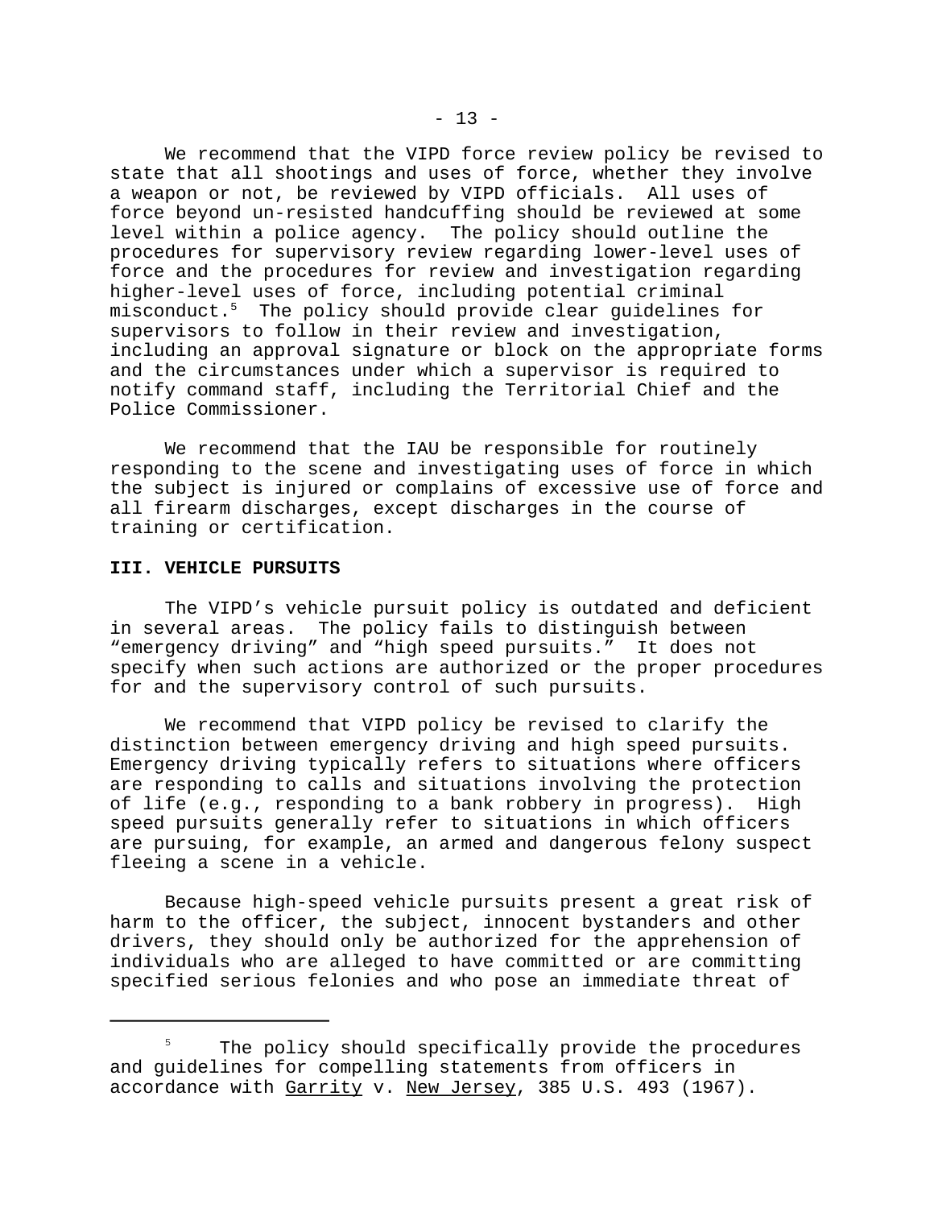We recommend that the VIPD force review policy be revised to state that all shootings and uses of force, whether they involve a weapon or not, be reviewed by VIPD officials. All uses of force beyond un-resisted handcuffing should be reviewed at some level within a police agency. The policy should outline the procedures for supervisory review regarding lower-level uses of force and the procedures for review and investigation regarding higher-level uses of force, including potential criminal misconduct.[5] The policy should provide clear guidelines for supervisors to follow in their review and investigation, including an approval signature or block on the appropriate forms and the circumstances under which a supervisor is required to notify command staff, including the Territorial Chief and the Police Commissioner.

We recommend that the IAU be responsible for routinely responding to the scene and investigating uses of force in which the subject is injured or complains of excessive use of force and all firearm discharges, except discharges in the course of training or certification.

### III. VEHICLE PURSUITS

The VIPD's vehicle pursuit policy is outdated and deficient in several areas. The policy fails to distinguish between "emergency driving" and "high speed pursuits." It does not specify when such actions are authorized or the proper procedures for and the supervisory control of such pursuits.

We recommend that VIPD policy be revised to clarify the distinction between emergency driving and high speed pursuits. Emergency driving typically refers to situations where officers are responding to calls and situations involving the protection of life (e.g., responding to a bank robbery in progress). High speed pursuits generally refer to situations in which officers are pursuing, for example, an armed and dangerous felony suspect fleeing a scene in a vehicle.

Because high-speed vehicle pursuits present a great risk of harm to the officer, the subject, innocent bystanders and other drivers, they should only be authorized for the apprehension of individuals who are alleged to have committed or are committing specified serious felonies and who pose an immediate threat of

---

[5] The policy should specifically provide the procedures and guidelines for compelling statements from officers in accordance with <u>Garrity</u> v. <u>New Jersey</u>, 385 U.S. 493 (1967).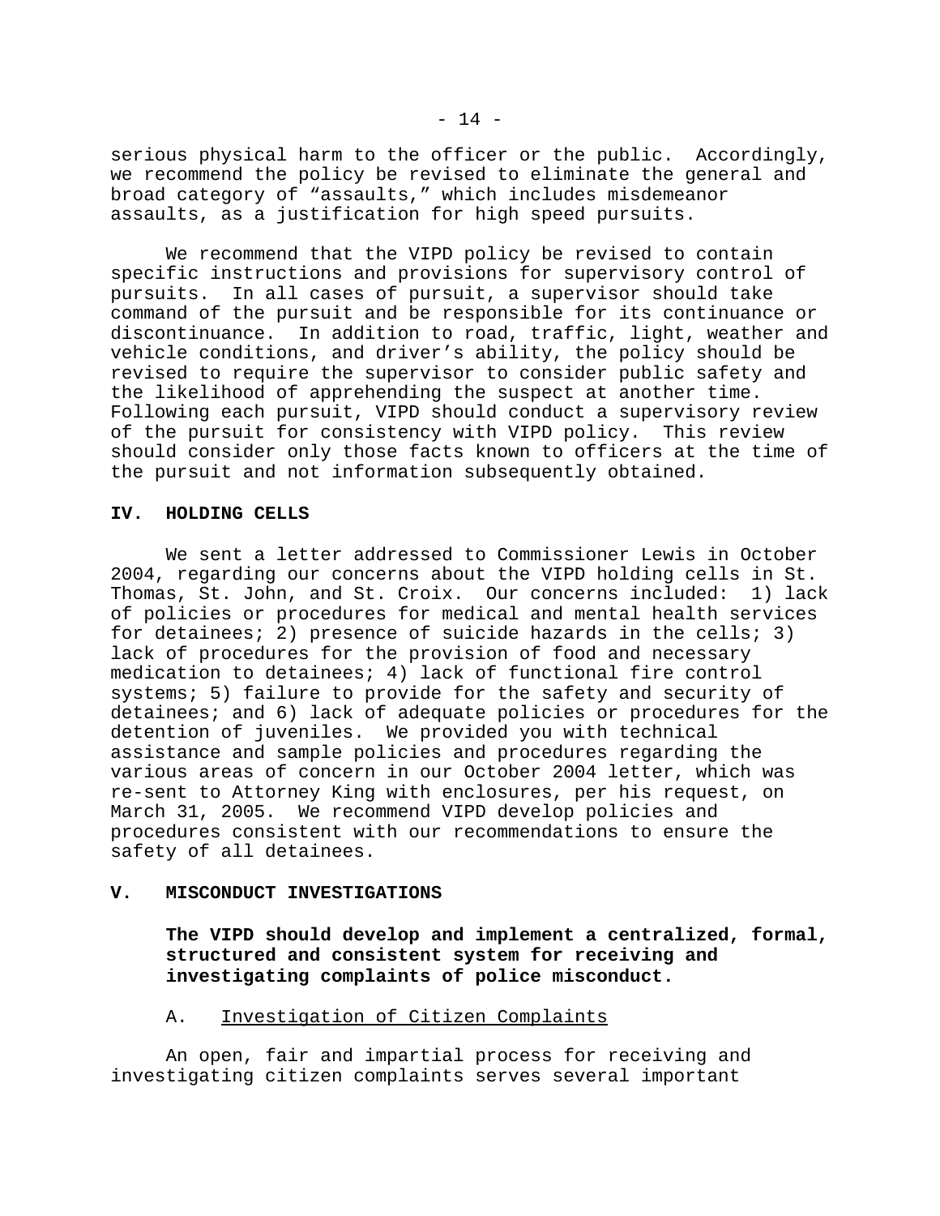serious physical harm to the officer or the public. Accordingly, we recommend the policy be revised to eliminate the general and broad category of "assaults," which includes misdemeanor assaults, as a justification for high speed pursuits.

We recommend that the VIPD policy be revised to contain specific instructions and provisions for supervisory control of pursuits. In all cases of pursuit, a supervisor should take command of the pursuit and be responsible for its continuance or discontinuance. In addition to road, traffic, light, weather and vehicle conditions, and driver's ability, the policy should be revised to require the supervisor to consider public safety and the likelihood of apprehending the suspect at another time. Following each pursuit, VIPD should conduct a supervisory review of the pursuit for consistency with VIPD policy. This review should consider only those facts known to officers at the time of the pursuit and not information subsequently obtained.

## IV. HOLDING CELLS

We sent a letter addressed to Commissioner Lewis in October 2004, regarding our concerns about the VIPD holding cells in St. Thomas, St. John, and St. Croix. Our concerns included: 1) lack of policies or procedures for medical and mental health services for detainees; 2) presence of suicide hazards in the cells; 3) lack of procedures for the provision of food and necessary medication to detainees; 4) lack of functional fire control systems; 5) failure to provide for the safety and security of detainees; and 6) lack of adequate policies or procedures for the detention of juveniles. We provided you with technical assistance and sample policies and procedures regarding the various areas of concern in our October 2004 letter, which was re-sent to Attorney King with enclosures, per his request, on March 31, 2005. We recommend VIPD develop policies and procedures consistent with our recommendations to ensure the safety of all detainees.

## V. MISCONDUCT INVESTIGATIONS

**The VIPD should develop and implement a centralized, formal, structured and consistent system for receiving and investigating complaints of police misconduct.**

### A. Investigation of Citizen Complaints

An open, fair and impartial process for receiving and investigating citizen complaints serves several important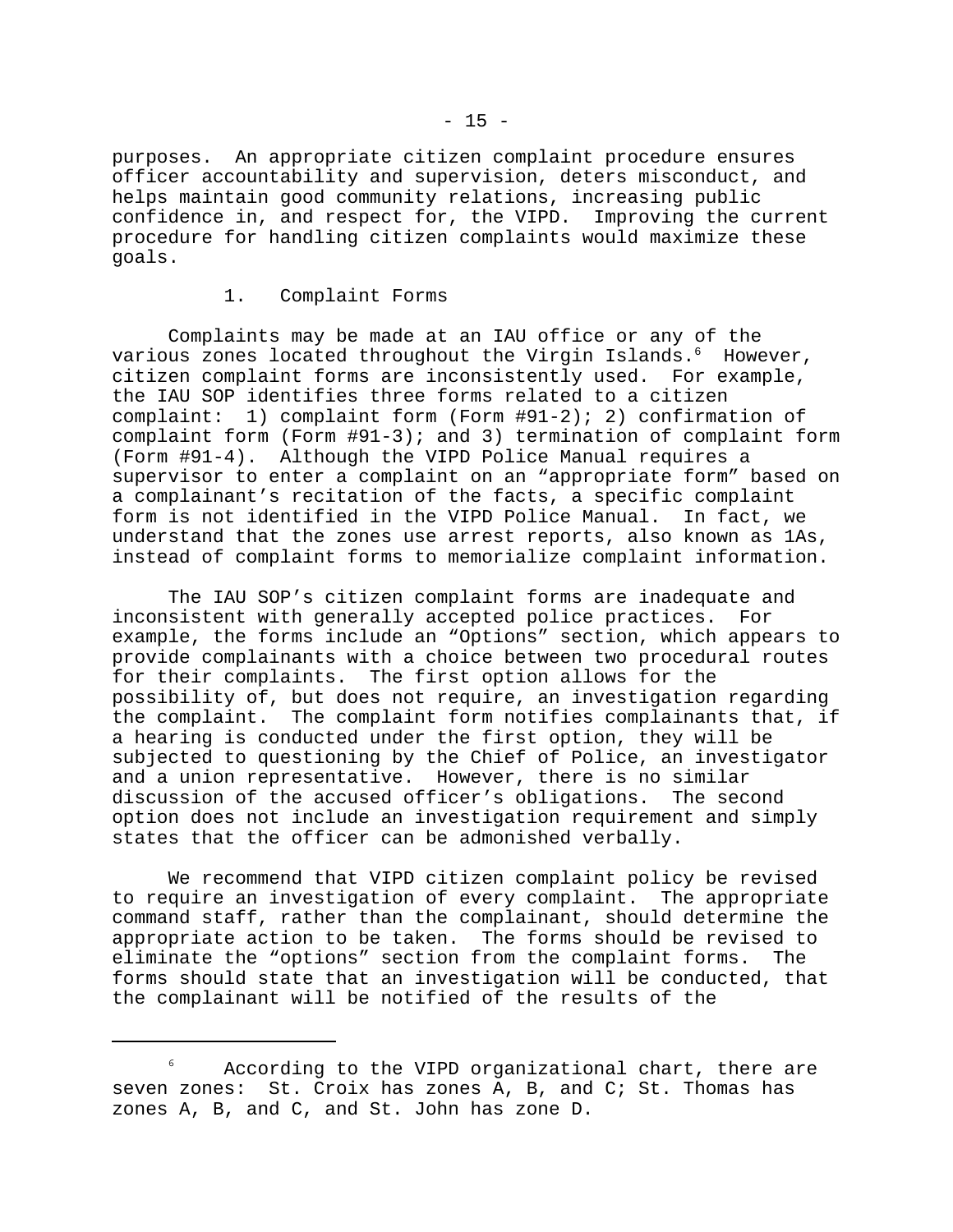purposes. An appropriate citizen complaint procedure ensures officer accountability and supervision, deters misconduct, and helps maintain good community relations, increasing public confidence in, and respect for, the VIPD. Improving the current procedure for handling citizen complaints would maximize these goals.

### 1. Complaint Forms

Complaints may be made at an IAU office or any of the various zones located throughout the Virgin Islands.[6] However, citizen complaint forms are inconsistently used. For example, the IAU SOP identifies three forms related to a citizen complaint: 1) complaint form (Form #91-2); 2) confirmation of complaint form (Form #91-3); and 3) termination of complaint form (Form #91-4). Although the VIPD Police Manual requires a supervisor to enter a complaint on an "appropriate form" based on a complainant's recitation of the facts, a specific complaint form is not identified in the VIPD Police Manual. In fact, we understand that the zones use arrest reports, also known as 1As, instead of complaint forms to memorialize complaint information.

The IAU SOP's citizen complaint forms are inadequate and inconsistent with generally accepted police practices. For example, the forms include an "Options" section, which appears to provide complainants with a choice between two procedural routes for their complaints. The first option allows for the possibility of, but does not require, an investigation regarding the complaint. The complaint form notifies complainants that, if a hearing is conducted under the first option, they will be subjected to questioning by the Chief of Police, an investigator and a union representative. However, there is no similar discussion of the accused officer's obligations. The second option does not include an investigation requirement and simply states that the officer can be admonished verbally.

We recommend that VIPD citizen complaint policy be revised to require an investigation of every complaint. The appropriate command staff, rather than the complainant, should determine the appropriate action to be taken. The forms should be revised to eliminate the "options" section from the complaint forms. The forms should state that an investigation will be conducted, that the complainant will be notified of the results of the

---

[6] According to the VIPD organizational chart, there are seven zones: St. Croix has zones A, B, and C; St. Thomas has zones A, B, and C, and St. John has zone D.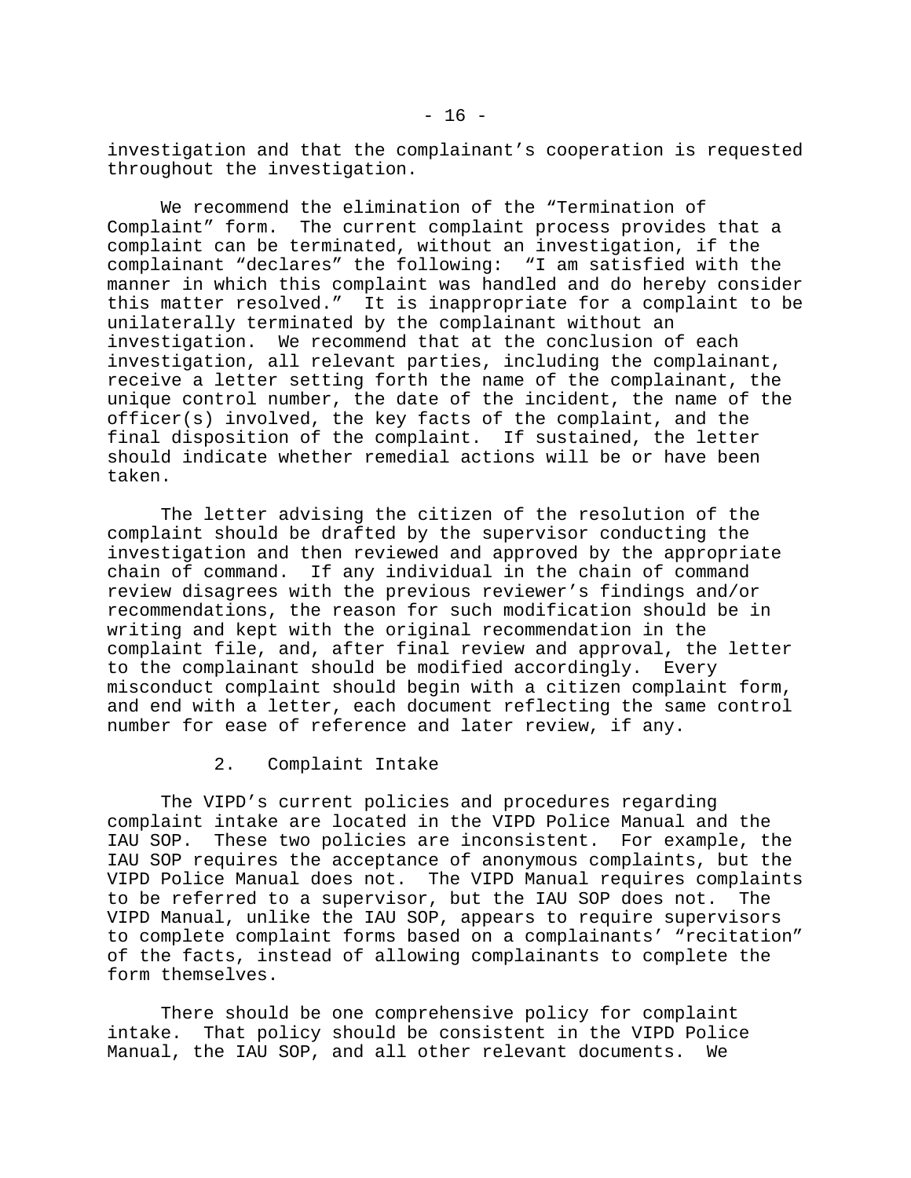investigation and that the complainant's cooperation is requested throughout the investigation.

We recommend the elimination of the "Termination of Complaint" form. The current complaint process provides that a complaint can be terminated, without an investigation, if the complainant "declares" the following: "I am satisfied with the manner in which this complaint was handled and do hereby consider this matter resolved." It is inappropriate for a complaint to be unilaterally terminated by the complainant without an investigation. We recommend that at the conclusion of each investigation, all relevant parties, including the complainant, receive a letter setting forth the name of the complainant, the unique control number, the date of the incident, the name of the officer(s) involved, the key facts of the complaint, and the final disposition of the complaint. If sustained, the letter should indicate whether remedial actions will be or have been taken.

The letter advising the citizen of the resolution of the complaint should be drafted by the supervisor conducting the investigation and then reviewed and approved by the appropriate chain of command. If any individual in the chain of command review disagrees with the previous reviewer's findings and/or recommendations, the reason for such modification should be in writing and kept with the original recommendation in the complaint file, and, after final review and approval, the letter to the complainant should be modified accordingly. Every misconduct complaint should begin with a citizen complaint form, and end with a letter, each document reflecting the same control number for ease of reference and later review, if any.

2. Complaint Intake

The VIPD's current policies and procedures regarding complaint intake are located in the VIPD Police Manual and the IAU SOP. These two policies are inconsistent. For example, the IAU SOP requires the acceptance of anonymous complaints, but the VIPD Police Manual does not. The VIPD Manual requires complaints to be referred to a supervisor, but the IAU SOP does not. The VIPD Manual, unlike the IAU SOP, appears to require supervisors to complete complaint forms based on a complainants' "recitation" of the facts, instead of allowing complainants to complete the form themselves.

There should be one comprehensive policy for complaint intake. That policy should be consistent in the VIPD Police Manual, the IAU SOP, and all other relevant documents. We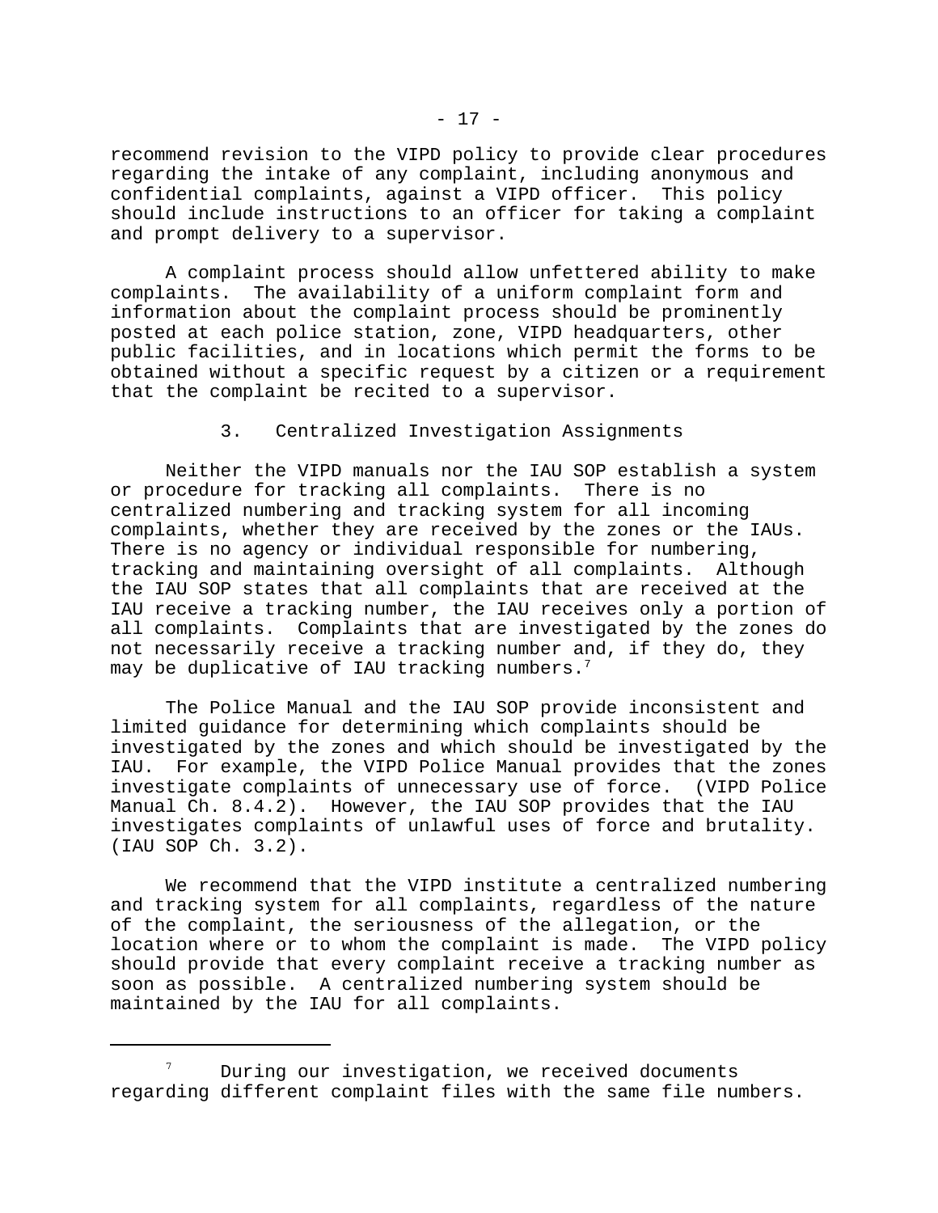recommend revision to the VIPD policy to provide clear procedures regarding the intake of any complaint, including anonymous and confidential complaints, against a VIPD officer. This policy should include instructions to an officer for taking a complaint and prompt delivery to a supervisor.

A complaint process should allow unfettered ability to make complaints. The availability of a uniform complaint form and information about the complaint process should be prominently posted at each police station, zone, VIPD headquarters, other public facilities, and in locations which permit the forms to be obtained without a specific request by a citizen or a requirement that the complaint be recited to a supervisor.

### 3. Centralized Investigation Assignments

Neither the VIPD manuals nor the IAU SOP establish a system or procedure for tracking all complaints. There is no centralized numbering and tracking system for all incoming complaints, whether they are received by the zones or the IAUs. There is no agency or individual responsible for numbering, tracking and maintaining oversight of all complaints. Although the IAU SOP states that all complaints that are received at the IAU receive a tracking number, the IAU receives only a portion of all complaints. Complaints that are investigated by the zones do not necessarily receive a tracking number and, if they do, they may be duplicative of IAU tracking numbers.[7]

The Police Manual and the IAU SOP provide inconsistent and limited guidance for determining which complaints should be investigated by the zones and which should be investigated by the IAU. For example, the VIPD Police Manual provides that the zones investigate complaints of unnecessary use of force. (VIPD Police Manual Ch. 8.4.2). However, the IAU SOP provides that the IAU investigates complaints of unlawful uses of force and brutality. (IAU SOP Ch. 3.2).

We recommend that the VIPD institute a centralized numbering and tracking system for all complaints, regardless of the nature of the complaint, the seriousness of the allegation, or the location where or to whom the complaint is made. The VIPD policy should provide that every complaint receive a tracking number as soon as possible. A centralized numbering system should be maintained by the IAU for all complaints.

---

[7] During our investigation, we received documents regarding different complaint files with the same file numbers.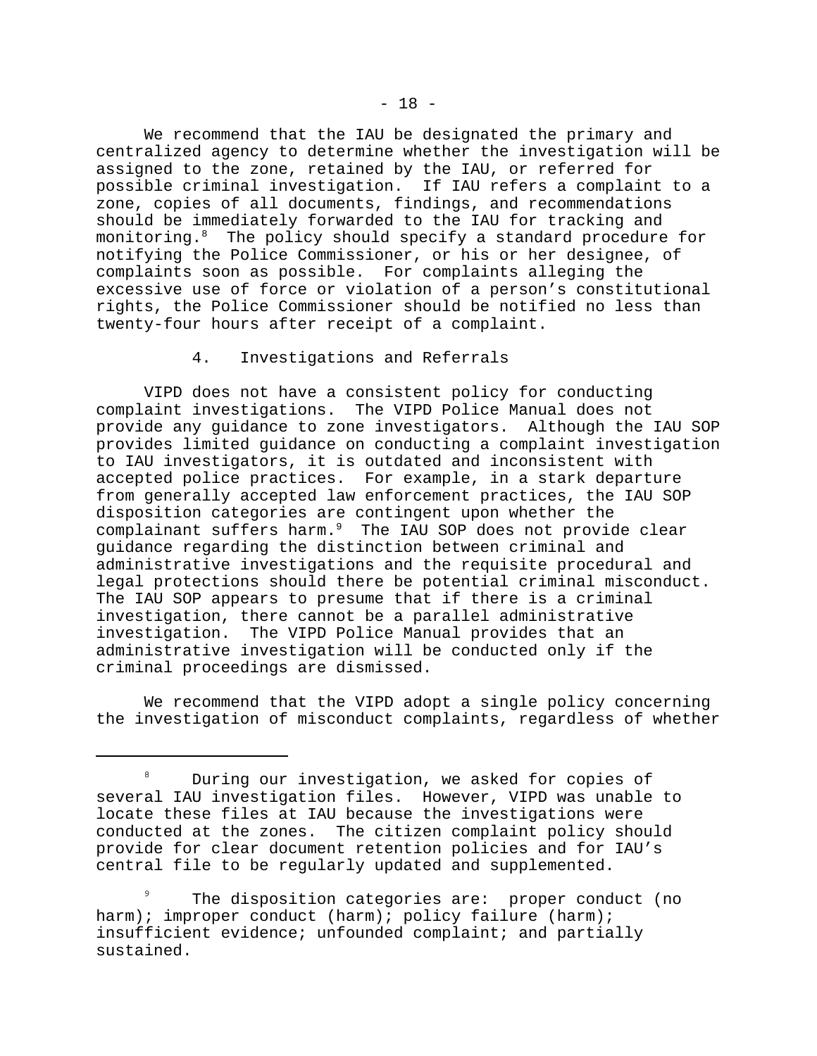We recommend that the IAU be designated the primary and centralized agency to determine whether the investigation will be assigned to the zone, retained by the IAU, or referred for possible criminal investigation. If IAU refers a complaint to a zone, copies of all documents, findings, and recommendations should be immediately forwarded to the IAU for tracking and monitoring.[8] The policy should specify a standard procedure for notifying the Police Commissioner, or his or her designee, of complaints soon as possible. For complaints alleging the excessive use of force or violation of a person's constitutional rights, the Police Commissioner should be notified no less than twenty-four hours after receipt of a complaint.

### 4. Investigations and Referrals

VIPD does not have a consistent policy for conducting complaint investigations. The VIPD Police Manual does not provide any guidance to zone investigators. Although the IAU SOP provides limited guidance on conducting a complaint investigation to IAU investigators, it is outdated and inconsistent with accepted police practices. For example, in a stark departure from generally accepted law enforcement practices, the IAU SOP disposition categories are contingent upon whether the complainant suffers harm.[9] The IAU SOP does not provide clear guidance regarding the distinction between criminal and administrative investigations and the requisite procedural and legal protections should there be potential criminal misconduct. The IAU SOP appears to presume that if there is a criminal investigation, there cannot be a parallel administrative investigation. The VIPD Police Manual provides that an administrative investigation will be conducted only if the criminal proceedings are dismissed.

We recommend that the VIPD adopt a single policy concerning the investigation of misconduct complaints, regardless of whether

---

[8] During our investigation, we asked for copies of several IAU investigation files. However, VIPD was unable to locate these files at IAU because the investigations were conducted at the zones. The citizen complaint policy should provide for clear document retention policies and for IAU's central file to be regularly updated and supplemented.

[9] The disposition categories are: proper conduct (no harm); improper conduct (harm); policy failure (harm); insufficient evidence; unfounded complaint; and partially sustained.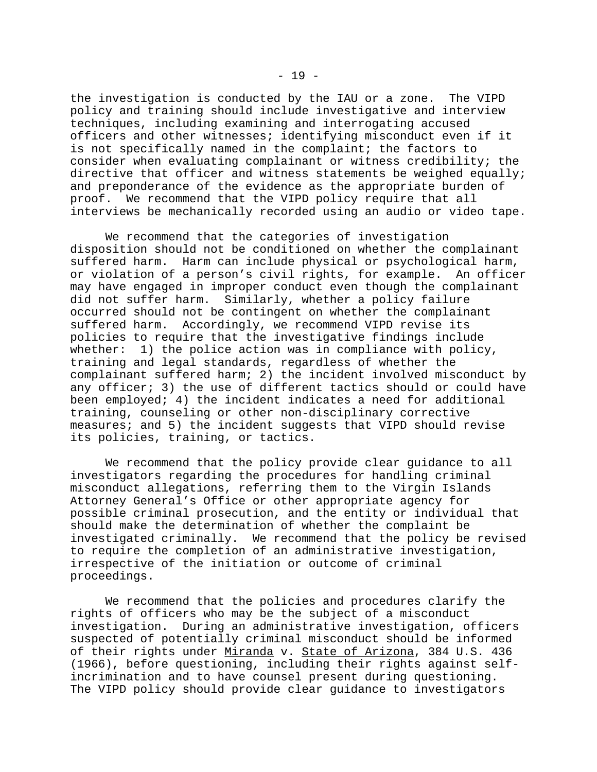the investigation is conducted by the IAU or a zone. The VIPD policy and training should include investigative and interview techniques, including examining and interrogating accused officers and other witnesses; identifying misconduct even if it is not specifically named in the complaint; the factors to consider when evaluating complainant or witness credibility; the directive that officer and witness statements be weighed equally; and preponderance of the evidence as the appropriate burden of proof. We recommend that the VIPD policy require that all interviews be mechanically recorded using an audio or video tape.

We recommend that the categories of investigation disposition should not be conditioned on whether the complainant suffered harm. Harm can include physical or psychological harm, or violation of a person's civil rights, for example. An officer may have engaged in improper conduct even though the complainant did not suffer harm. Similarly, whether a policy failure occurred should not be contingent on whether the complainant suffered harm. Accordingly, we recommend VIPD revise its policies to require that the investigative findings include whether: 1) the police action was in compliance with policy, training and legal standards, regardless of whether the complainant suffered harm; 2) the incident involved misconduct by any officer; 3) the use of different tactics should or could have been employed; 4) the incident indicates a need for additional training, counseling or other non-disciplinary corrective measures; and 5) the incident suggests that VIPD should revise its policies, training, or tactics.

We recommend that the policy provide clear guidance to all investigators regarding the procedures for handling criminal misconduct allegations, referring them to the Virgin Islands Attorney General's Office or other appropriate agency for possible criminal prosecution, and the entity or individual that should make the determination of whether the complaint be investigated criminally. We recommend that the policy be revised to require the completion of an administrative investigation, irrespective of the initiation or outcome of criminal proceedings.

We recommend that the policies and procedures clarify the rights of officers who may be the subject of a misconduct investigation. During an administrative investigation, officers suspected of potentially criminal misconduct should be informed of their rights under Miranda v. State of Arizona, 384 U.S. 436 (1966), before questioning, including their rights against self-incrimination and to have counsel present during questioning. The VIPD policy should provide clear guidance to investigators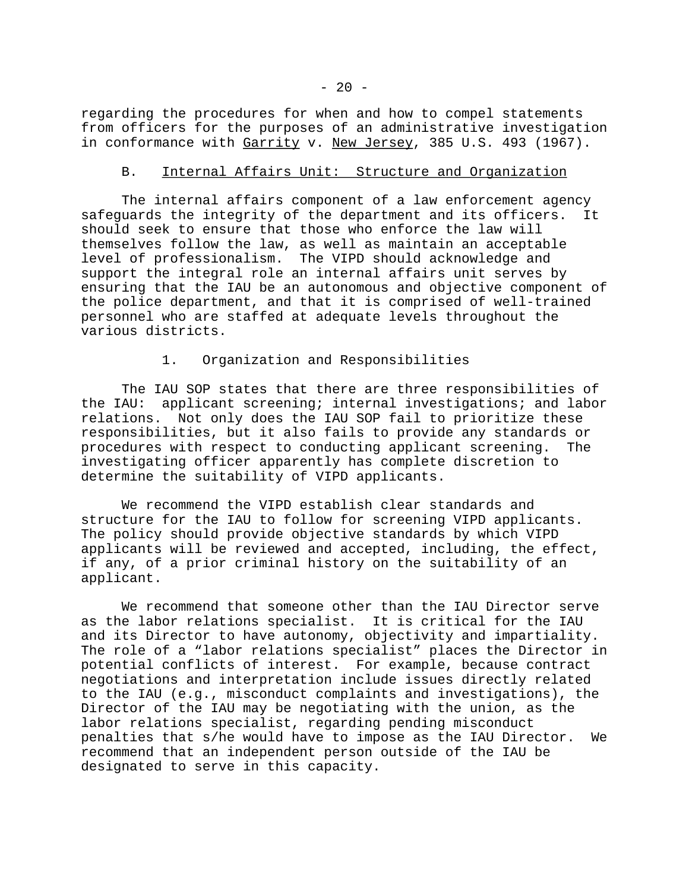regarding the procedures for when and how to compel statements from officers for the purposes of an administrative investigation in conformance with Garrity v. New Jersey, 385 U.S. 493 (1967).

### B. Internal Affairs Unit: Structure and Organization

The internal affairs component of a law enforcement agency safeguards the integrity of the department and its officers. It should seek to ensure that those who enforce the law will themselves follow the law, as well as maintain an acceptable level of professionalism. The VIPD should acknowledge and support the integral role an internal affairs unit serves by ensuring that the IAU be an autonomous and objective component of the police department, and that it is comprised of well-trained personnel who are staffed at adequate levels throughout the various districts.

#### 1. Organization and Responsibilities

The IAU SOP states that there are three responsibilities of the IAU: applicant screening; internal investigations; and labor relations. Not only does the IAU SOP fail to prioritize these responsibilities, but it also fails to provide any standards or procedures with respect to conducting applicant screening. The investigating officer apparently has complete discretion to determine the suitability of VIPD applicants.

We recommend the VIPD establish clear standards and structure for the IAU to follow for screening VIPD applicants. The policy should provide objective standards by which VIPD applicants will be reviewed and accepted, including, the effect, if any, of a prior criminal history on the suitability of an applicant.

We recommend that someone other than the IAU Director serve as the labor relations specialist. It is critical for the IAU and its Director to have autonomy, objectivity and impartiality. The role of a "labor relations specialist" places the Director in potential conflicts of interest. For example, because contract negotiations and interpretation include issues directly related to the IAU (e.g., misconduct complaints and investigations), the Director of the IAU may be negotiating with the union, as the labor relations specialist, regarding pending misconduct penalties that s/he would have to impose as the IAU Director. We recommend that an independent person outside of the IAU be designated to serve in this capacity.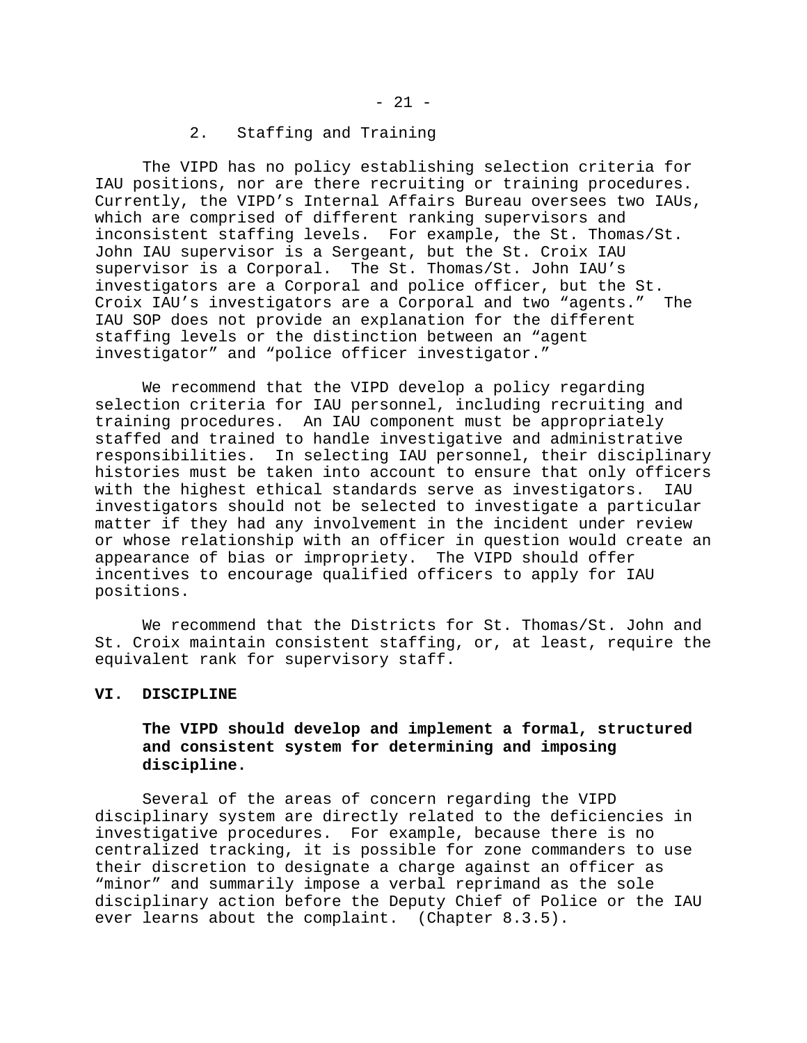### 2. Staffing and Training

The VIPD has no policy establishing selection criteria for IAU positions, nor are there recruiting or training procedures. Currently, the VIPD's Internal Affairs Bureau oversees two IAUs, which are comprised of different ranking supervisors and inconsistent staffing levels. For example, the St. Thomas/St. John IAU supervisor is a Sergeant, but the St. Croix IAU supervisor is a Corporal. The St. Thomas/St. John IAU's investigators are a Corporal and police officer, but the St. Croix IAU's investigators are a Corporal and two "agents." The IAU SOP does not provide an explanation for the different staffing levels or the distinction between an "agent investigator" and "police officer investigator."

We recommend that the VIPD develop a policy regarding selection criteria for IAU personnel, including recruiting and training procedures. An IAU component must be appropriately staffed and trained to handle investigative and administrative responsibilities. In selecting IAU personnel, their disciplinary histories must be taken into account to ensure that only officers with the highest ethical standards serve as investigators. IAU investigators should not be selected to investigate a particular matter if they had any involvement in the incident under review or whose relationship with an officer in question would create an appearance of bias or impropriety. The VIPD should offer incentives to encourage qualified officers to apply for IAU positions.

We recommend that the Districts for St. Thomas/St. John and St. Croix maintain consistent staffing, or, at least, require the equivalent rank for supervisory staff.

## VI. DISCIPLINE

**The VIPD should develop and implement a formal, structured and consistent system for determining and imposing discipline.**

Several of the areas of concern regarding the VIPD disciplinary system are directly related to the deficiencies in investigative procedures. For example, because there is no centralized tracking, it is possible for zone commanders to use their discretion to designate a charge against an officer as "minor" and summarily impose a verbal reprimand as the sole disciplinary action before the Deputy Chief of Police or the IAU ever learns about the complaint. (Chapter 8.3.5).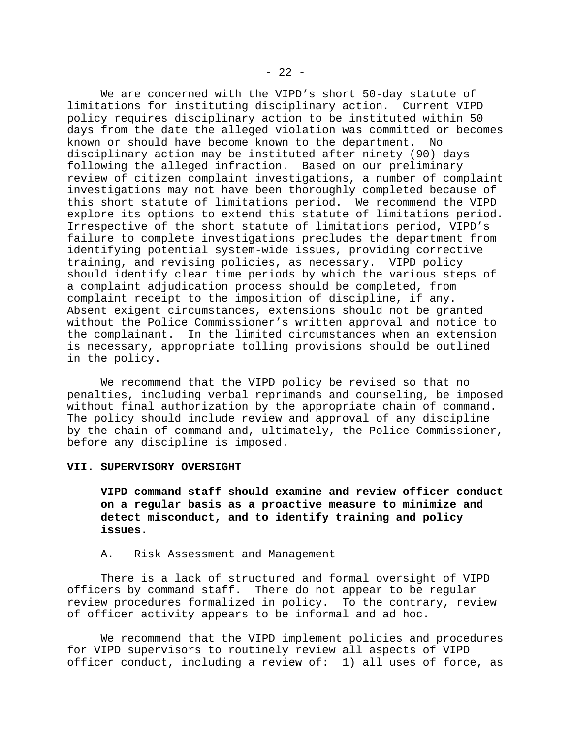We are concerned with the VIPD's short 50-day statute of limitations for instituting disciplinary action. Current VIPD policy requires disciplinary action to be instituted within 50 days from the date the alleged violation was committed or becomes known or should have become known to the department. No disciplinary action may be instituted after ninety (90) days following the alleged infraction. Based on our preliminary review of citizen complaint investigations, a number of complaint investigations may not have been thoroughly completed because of this short statute of limitations period. We recommend the VIPD explore its options to extend this statute of limitations period. Irrespective of the short statute of limitations period, VIPD's failure to complete investigations precludes the department from identifying potential system-wide issues, providing corrective training, and revising policies, as necessary. VIPD policy should identify clear time periods by which the various steps of a complaint adjudication process should be completed, from complaint receipt to the imposition of discipline, if any. Absent exigent circumstances, extensions should not be granted without the Police Commissioner's written approval and notice to the complainant. In the limited circumstances when an extension is necessary, appropriate tolling provisions should be outlined in the policy.

We recommend that the VIPD policy be revised so that no penalties, including verbal reprimands and counseling, be imposed without final authorization by the appropriate chain of command. The policy should include review and approval of any discipline by the chain of command and, ultimately, the Police Commissioner, before any discipline is imposed.

## VII. SUPERVISORY OVERSIGHT

**VIPD command staff should examine and review officer conduct on a regular basis as a proactive measure to minimize and detect misconduct, and to identify training and policy issues.**

### A. Risk Assessment and Management

There is a lack of structured and formal oversight of VIPD officers by command staff. There do not appear to be regular review procedures formalized in policy. To the contrary, review of officer activity appears to be informal and ad hoc.

We recommend that the VIPD implement policies and procedures for VIPD supervisors to routinely review all aspects of VIPD officer conduct, including a review of: 1) all uses of force, as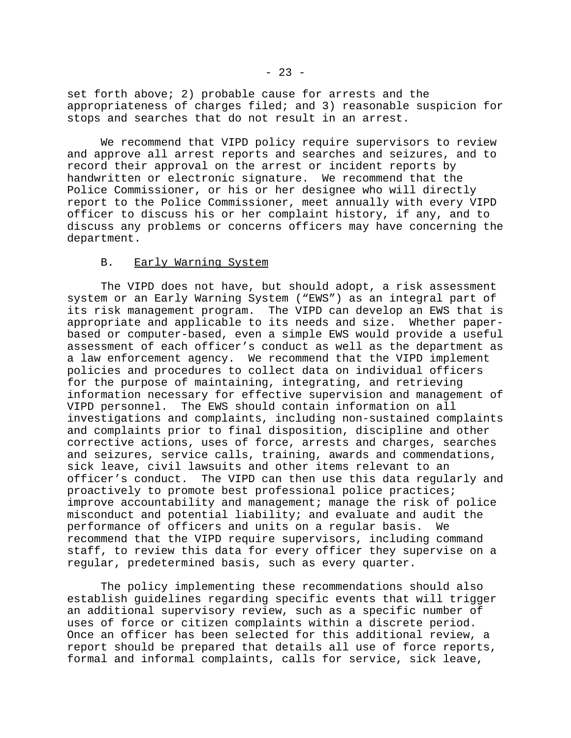set forth above; 2) probable cause for arrests and the appropriateness of charges filed; and 3) reasonable suspicion for stops and searches that do not result in an arrest.

We recommend that VIPD policy require supervisors to review and approve all arrest reports and searches and seizures, and to record their approval on the arrest or incident reports by handwritten or electronic signature. We recommend that the Police Commissioner, or his or her designee who will directly report to the Police Commissioner, meet annually with every VIPD officer to discuss his or her complaint history, if any, and to discuss any problems or concerns officers may have concerning the department.

## B. Early Warning System

The VIPD does not have, but should adopt, a risk assessment system or an Early Warning System ("EWS") as an integral part of its risk management program. The VIPD can develop an EWS that is appropriate and applicable to its needs and size. Whether paper-based or computer-based, even a simple EWS would provide a useful assessment of each officer's conduct as well as the department as a law enforcement agency. We recommend that the VIPD implement policies and procedures to collect data on individual officers for the purpose of maintaining, integrating, and retrieving information necessary for effective supervision and management of VIPD personnel. The EWS should contain information on all investigations and complaints, including non-sustained complaints and complaints prior to final disposition, discipline and other corrective actions, uses of force, arrests and charges, searches and seizures, service calls, training, awards and commendations, sick leave, civil lawsuits and other items relevant to an officer's conduct. The VIPD can then use this data regularly and proactively to promote best professional police practices; improve accountability and management; manage the risk of police misconduct and potential liability; and evaluate and audit the performance of officers and units on a regular basis. We recommend that the VIPD require supervisors, including command staff, to review this data for every officer they supervise on a regular, predetermined basis, such as every quarter.

The policy implementing these recommendations should also establish guidelines regarding specific events that will trigger an additional supervisory review, such as a specific number of uses of force or citizen complaints within a discrete period. Once an officer has been selected for this additional review, a report should be prepared that details all use of force reports, formal and informal complaints, calls for service, sick leave,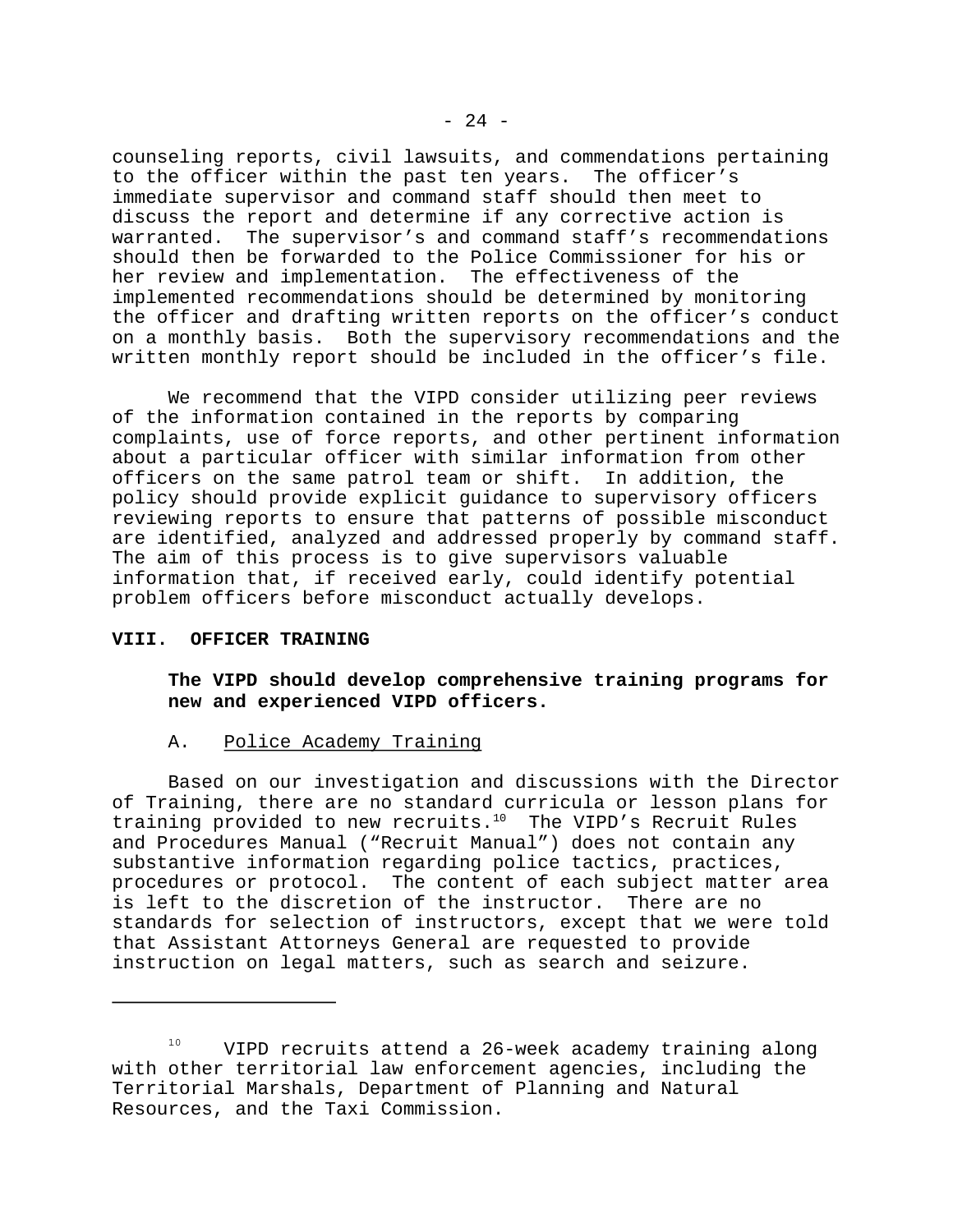counseling reports, civil lawsuits, and commendations pertaining to the officer within the past ten years. The officer's immediate supervisor and command staff should then meet to discuss the report and determine if any corrective action is warranted. The supervisor's and command staff's recommendations should then be forwarded to the Police Commissioner for his or her review and implementation. The effectiveness of the implemented recommendations should be determined by monitoring the officer and drafting written reports on the officer's conduct on a monthly basis. Both the supervisory recommendations and the written monthly report should be included in the officer's file.

We recommend that the VIPD consider utilizing peer reviews of the information contained in the reports by comparing complaints, use of force reports, and other pertinent information about a particular officer with similar information from other officers on the same patrol team or shift. In addition, the policy should provide explicit guidance to supervisory officers reviewing reports to ensure that patterns of possible misconduct are identified, analyzed and addressed properly by command staff. The aim of this process is to give supervisors valuable information that, if received early, could identify potential problem officers before misconduct actually develops.

## VIII. OFFICER TRAINING

**The VIPD should develop comprehensive training programs for new and experienced VIPD officers.**

### A. Police Academy Training

Based on our investigation and discussions with the Director of Training, there are no standard curricula or lesson plans for training provided to new recruits.[10] The VIPD's Recruit Rules and Procedures Manual ("Recruit Manual") does not contain any substantive information regarding police tactics, practices, procedures or protocol. The content of each subject matter area is left to the discretion of the instructor. There are no standards for selection of instructors, except that we were told that Assistant Attorneys General are requested to provide instruction on legal matters, such as search and seizure.

---

[10] VIPD recruits attend a 26-week academy training along with other territorial law enforcement agencies, including the Territorial Marshals, Department of Planning and Natural Resources, and the Taxi Commission.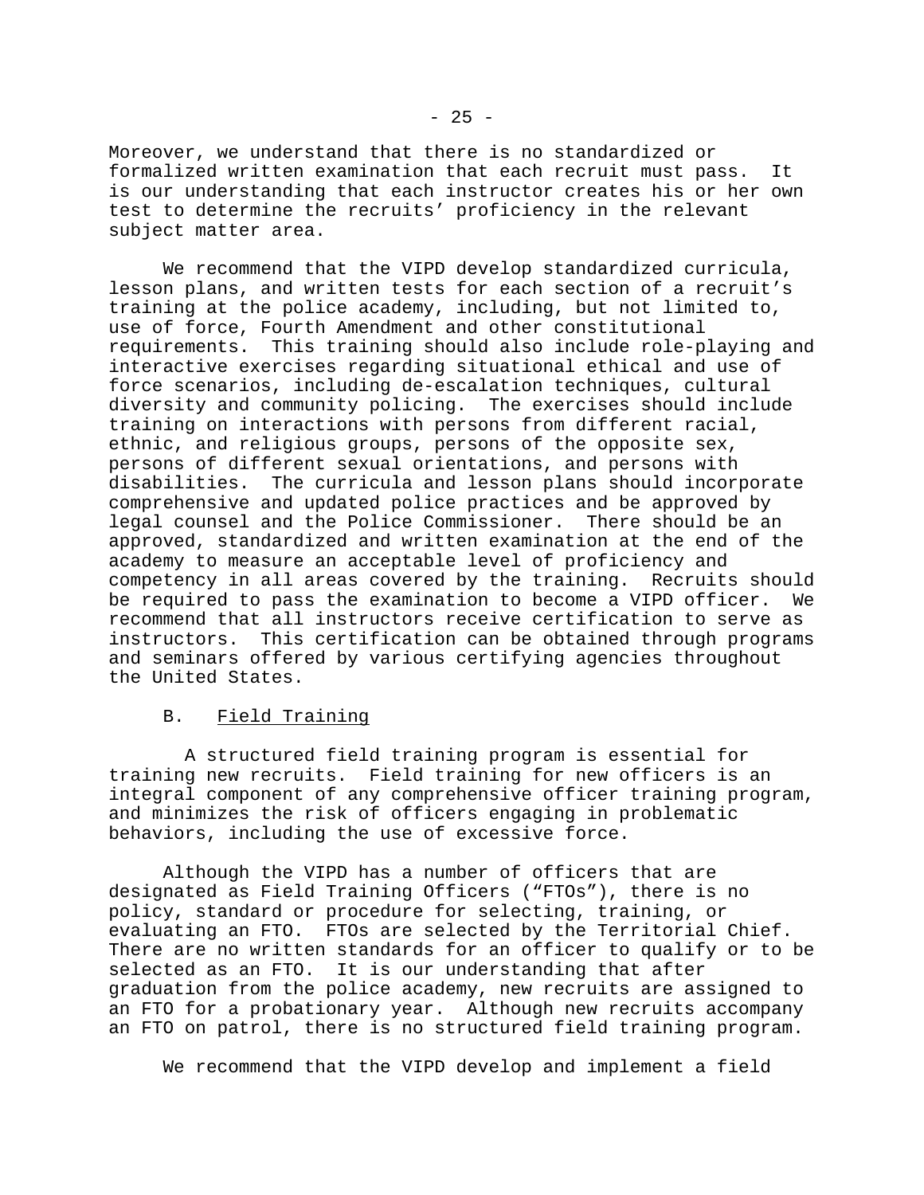Moreover, we understand that there is no standardized or formalized written examination that each recruit must pass. It is our understanding that each instructor creates his or her own test to determine the recruits' proficiency in the relevant subject matter area.

We recommend that the VIPD develop standardized curricula, lesson plans, and written tests for each section of a recruit's training at the police academy, including, but not limited to, use of force, Fourth Amendment and other constitutional requirements. This training should also include role-playing and interactive exercises regarding situational ethical and use of force scenarios, including de-escalation techniques, cultural diversity and community policing. The exercises should include training on interactions with persons from different racial, ethnic, and religious groups, persons of the opposite sex, persons of different sexual orientations, and persons with disabilities. The curricula and lesson plans should incorporate comprehensive and updated police practices and be approved by legal counsel and the Police Commissioner. There should be an approved, standardized and written examination at the end of the academy to measure an acceptable level of proficiency and competency in all areas covered by the training. Recruits should be required to pass the examination to become a VIPD officer. We recommend that all instructors receive certification to serve as instructors. This certification can be obtained through programs and seminars offered by various certifying agencies throughout the United States.

B. Field Training

A structured field training program is essential for training new recruits. Field training for new officers is an integral component of any comprehensive officer training program, and minimizes the risk of officers engaging in problematic behaviors, including the use of excessive force.

Although the VIPD has a number of officers that are designated as Field Training Officers ("FTOs"), there is no policy, standard or procedure for selecting, training, or evaluating an FTO. FTOs are selected by the Territorial Chief. There are no written standards for an officer to qualify or to be selected as an FTO. It is our understanding that after graduation from the police academy, new recruits are assigned to an FTO for a probationary year. Although new recruits accompany an FTO on patrol, there is no structured field training program.

We recommend that the VIPD develop and implement a field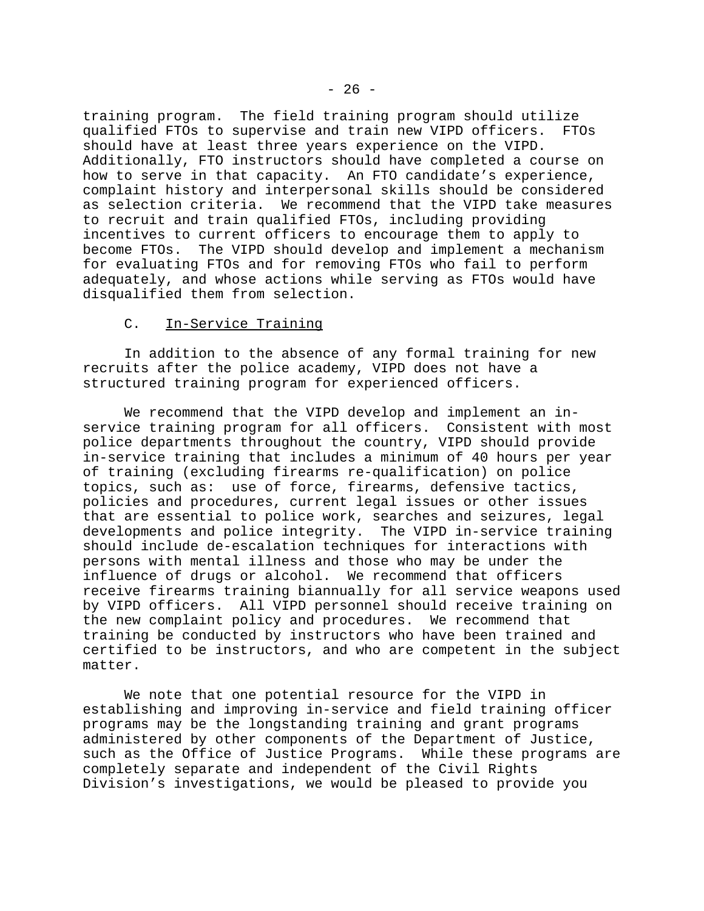training program. The field training program should utilize qualified FTOs to supervise and train new VIPD officers. FTOs should have at least three years experience on the VIPD. Additionally, FTO instructors should have completed a course on how to serve in that capacity. An FTO candidate's experience, complaint history and interpersonal skills should be considered as selection criteria. We recommend that the VIPD take measures to recruit and train qualified FTOs, including providing incentives to current officers to encourage them to apply to become FTOs. The VIPD should develop and implement a mechanism for evaluating FTOs and for removing FTOs who fail to perform adequately, and whose actions while serving as FTOs would have disqualified them from selection.

### C. In-Service Training

In addition to the absence of any formal training for new recruits after the police academy, VIPD does not have a structured training program for experienced officers.

We recommend that the VIPD develop and implement an in-service training program for all officers. Consistent with most police departments throughout the country, VIPD should provide in-service training that includes a minimum of 40 hours per year of training (excluding firearms re-qualification) on police topics, such as: use of force, firearms, defensive tactics, policies and procedures, current legal issues or other issues that are essential to police work, searches and seizures, legal developments and police integrity. The VIPD in-service training should include de-escalation techniques for interactions with persons with mental illness and those who may be under the influence of drugs or alcohol. We recommend that officers receive firearms training biannually for all service weapons used by VIPD officers. All VIPD personnel should receive training on the new complaint policy and procedures. We recommend that training be conducted by instructors who have been trained and certified to be instructors, and who are competent in the subject matter.

We note that one potential resource for the VIPD in establishing and improving in-service and field training officer programs may be the longstanding training and grant programs administered by other components of the Department of Justice, such as the Office of Justice Programs. While these programs are completely separate and independent of the Civil Rights Division's investigations, we would be pleased to provide you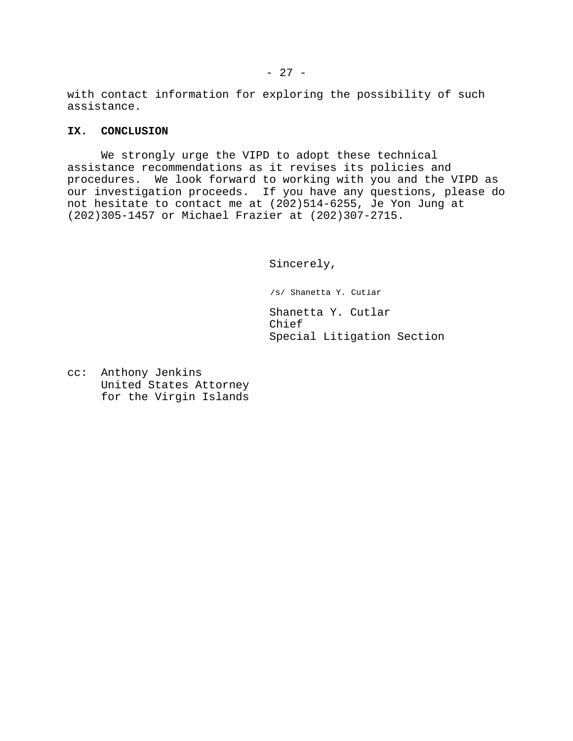with contact information for exploring the possibility of such assistance.

## IX. CONCLUSION

We strongly urge the VIPD to adopt these technical assistance recommendations as it revises its policies and procedures. We look forward to working with you and the VIPD as our investigation proceeds. If you have any questions, please do not hesitate to contact me at (202)514-6255, Je Yon Jung at (202)305-1457 or Michael Frazier at (202)307-2715.

Sincerely,

/s/ Shanetta Y. Cutlar

Shanetta Y. Cutlar
Chief
Special Litigation Section

cc: Anthony Jenkins
United States Attorney
for the Virgin Islands